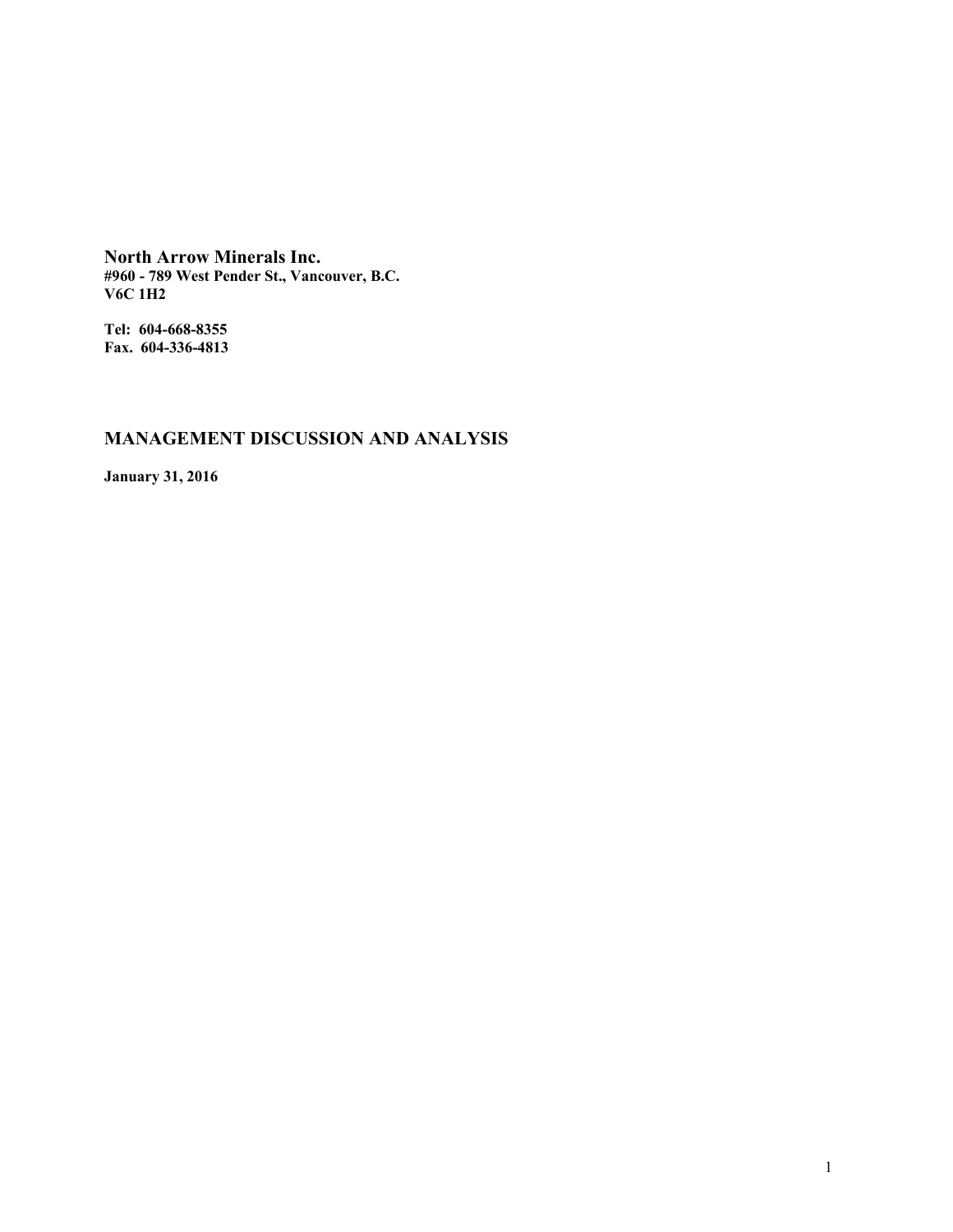**North Arrow Minerals Inc.**
**#960 - 789 West Pender St., Vancouver, B.C.**
**V6C 1H2**

**Tel: 604-668-8355**
**Fax. 604-336-4813**

## MANAGEMENT DISCUSSION AND ANALYSIS

**January 31, 2016**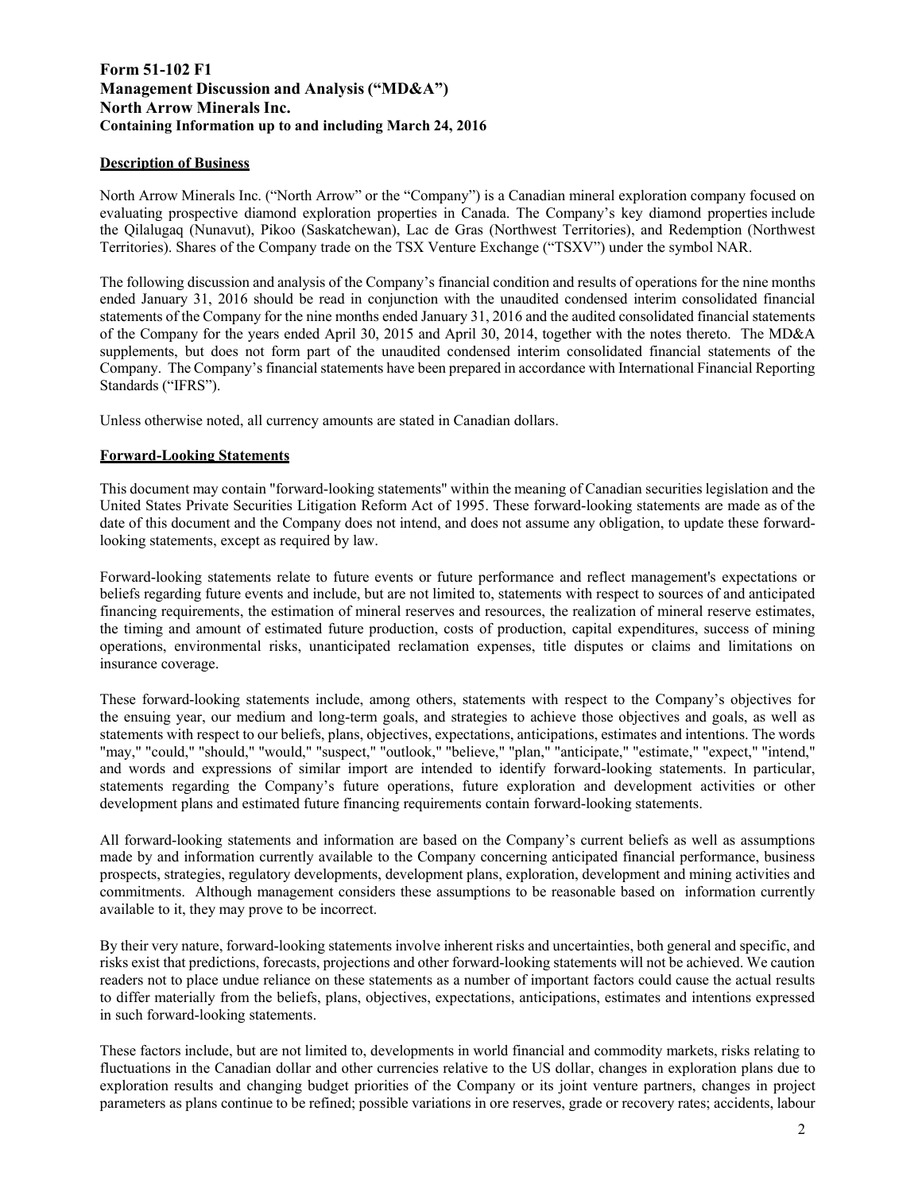**Form 51-102 F1**
**Management Discussion and Analysis ("MD&A")**
**North Arrow Minerals Inc.**
**Containing Information up to and including March 24, 2016**

## Description of Business

North Arrow Minerals Inc. ("North Arrow" or the "Company") is a Canadian mineral exploration company focused on evaluating prospective diamond exploration properties in Canada. The Company's key diamond properties include the Qilalugaq (Nunavut), Pikoo (Saskatchewan), Lac de Gras (Northwest Territories), and Redemption (Northwest Territories). Shares of the Company trade on the TSX Venture Exchange ("TSXV") under the symbol NAR.

The following discussion and analysis of the Company's financial condition and results of operations for the nine months ended January 31, 2016 should be read in conjunction with the unaudited condensed interim consolidated financial statements of the Company for the nine months ended January 31, 2016 and the audited consolidated financial statements of the Company for the years ended April 30, 2015 and April 30, 2014, together with the notes thereto. The MD&A supplements, but does not form part of the unaudited condensed interim consolidated financial statements of the Company. The Company's financial statements have been prepared in accordance with International Financial Reporting Standards ("IFRS").

Unless otherwise noted, all currency amounts are stated in Canadian dollars.

## Forward-Looking Statements

This document may contain "forward-looking statements" within the meaning of Canadian securities legislation and the United States Private Securities Litigation Reform Act of 1995. These forward-looking statements are made as of the date of this document and the Company does not intend, and does not assume any obligation, to update these forward-looking statements, except as required by law.

Forward-looking statements relate to future events or future performance and reflect management's expectations or beliefs regarding future events and include, but are not limited to, statements with respect to sources of and anticipated financing requirements, the estimation of mineral reserves and resources, the realization of mineral reserve estimates, the timing and amount of estimated future production, costs of production, capital expenditures, success of mining operations, environmental risks, unanticipated reclamation expenses, title disputes or claims and limitations on insurance coverage.

These forward-looking statements include, among others, statements with respect to the Company's objectives for the ensuing year, our medium and long-term goals, and strategies to achieve those objectives and goals, as well as statements with respect to our beliefs, plans, objectives, expectations, anticipations, estimates and intentions. The words "may," "could," "should," "would," "suspect," "outlook," "believe," "plan," "anticipate," "estimate," "expect," "intend," and words and expressions of similar import are intended to identify forward-looking statements. In particular, statements regarding the Company's future operations, future exploration and development activities or other development plans and estimated future financing requirements contain forward-looking statements.

All forward-looking statements and information are based on the Company's current beliefs as well as assumptions made by and information currently available to the Company concerning anticipated financial performance, business prospects, strategies, regulatory developments, development plans, exploration, development and mining activities and commitments. Although management considers these assumptions to be reasonable based on information currently available to it, they may prove to be incorrect.

By their very nature, forward-looking statements involve inherent risks and uncertainties, both general and specific, and risks exist that predictions, forecasts, projections and other forward-looking statements will not be achieved. We caution readers not to place undue reliance on these statements as a number of important factors could cause the actual results to differ materially from the beliefs, plans, objectives, expectations, anticipations, estimates and intentions expressed in such forward-looking statements.

These factors include, but are not limited to, developments in world financial and commodity markets, risks relating to fluctuations in the Canadian dollar and other currencies relative to the US dollar, changes in exploration plans due to exploration results and changing budget priorities of the Company or its joint venture partners, changes in project parameters as plans continue to be refined; possible variations in ore reserves, grade or recovery rates; accidents, labour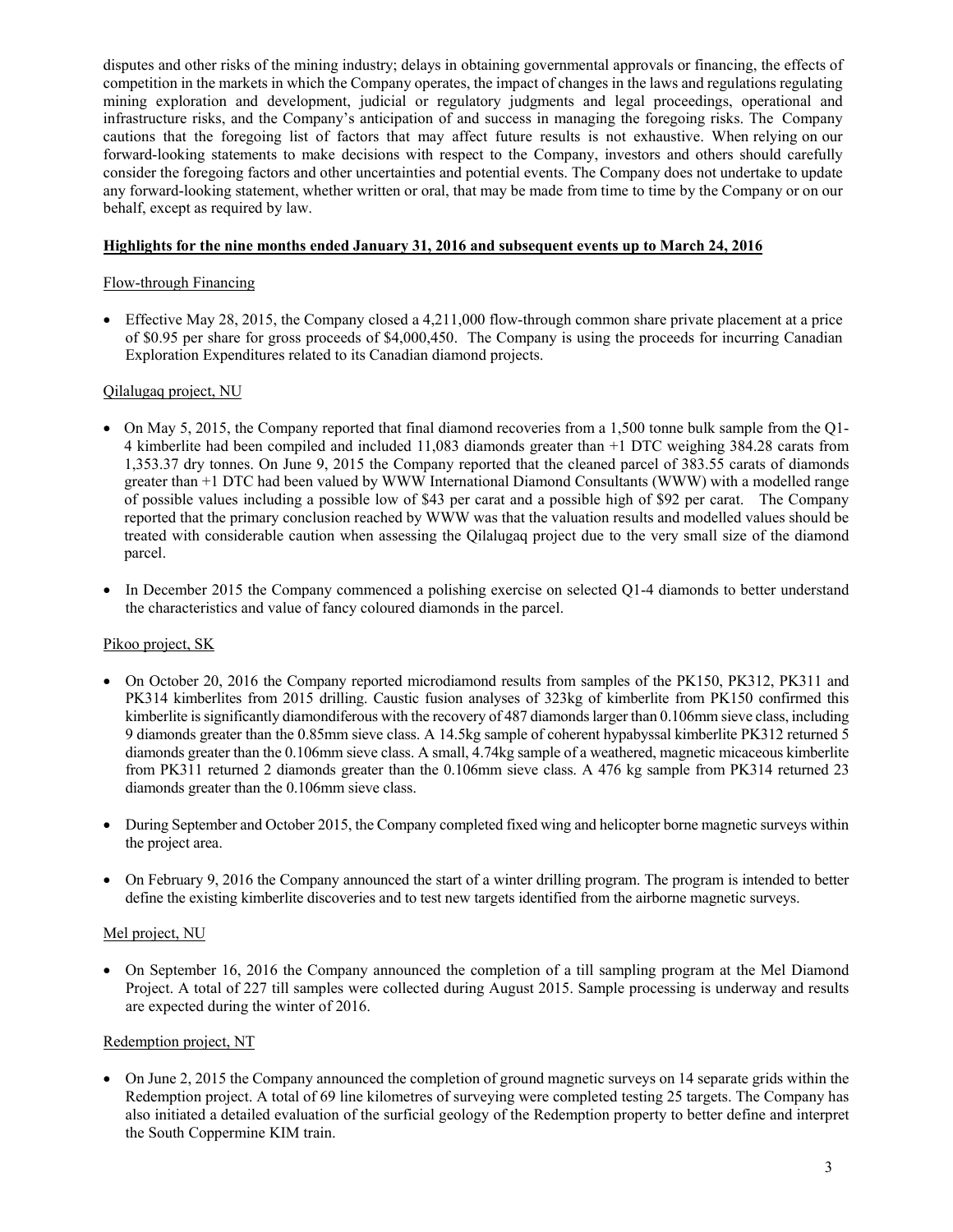disputes and other risks of the mining industry; delays in obtaining governmental approvals or financing, the effects of competition in the markets in which the Company operates, the impact of changes in the laws and regulations regulating mining exploration and development, judicial or regulatory judgments and legal proceedings, operational and infrastructure risks, and the Company's anticipation of and success in managing the foregoing risks. The Company cautions that the foregoing list of factors that may affect future results is not exhaustive. When relying on our forward-looking statements to make decisions with respect to the Company, investors and others should carefully consider the foregoing factors and other uncertainties and potential events. The Company does not undertake to update any forward-looking statement, whether written or oral, that may be made from time to time by the Company or on our behalf, except as required by law.

## Highlights for the nine months ended January 31, 2016 and subsequent events up to March 24, 2016

### Flow-through Financing

- Effective May 28, 2015, the Company closed a 4,211,000 flow-through common share private placement at a price of $0.95 per share for gross proceeds of $4,000,450. The Company is using the proceeds for incurring Canadian Exploration Expenditures related to its Canadian diamond projects.

### Qilalugaq project, NU

- On May 5, 2015, the Company reported that final diamond recoveries from a 1,500 tonne bulk sample from the Q1-4 kimberlite had been compiled and included 11,083 diamonds greater than +1 DTC weighing 384.28 carats from 1,353.37 dry tonnes. On June 9, 2015 the Company reported that the cleaned parcel of 383.55 carats of diamonds greater than +1 DTC had been valued by WWW International Diamond Consultants (WWW) with a modelled range of possible values including a possible low of $43 per carat and a possible high of $92 per carat. The Company reported that the primary conclusion reached by WWW was that the valuation results and modelled values should be treated with considerable caution when assessing the Qilalugaq project due to the very small size of the diamond parcel.
- In December 2015 the Company commenced a polishing exercise on selected Q1-4 diamonds to better understand the characteristics and value of fancy coloured diamonds in the parcel.

### Pikoo project, SK

- On October 20, 2016 the Company reported microdiamond results from samples of the PK150, PK312, PK311 and PK314 kimberlites from 2015 drilling. Caustic fusion analyses of 323kg of kimberlite from PK150 confirmed this kimberlite is significantly diamondiferous with the recovery of 487 diamonds larger than 0.106mm sieve class, including 9 diamonds greater than the 0.85mm sieve class. A 14.5kg sample of coherent hypabyssal kimberlite PK312 returned 5 diamonds greater than the 0.106mm sieve class. A small, 4.74kg sample of a weathered, magnetic micaceous kimberlite from PK311 returned 2 diamonds greater than the 0.106mm sieve class. A 476 kg sample from PK314 returned 23 diamonds greater than the 0.106mm sieve class.
- During September and October 2015, the Company completed fixed wing and helicopter borne magnetic surveys within the project area.
- On February 9, 2016 the Company announced the start of a winter drilling program. The program is intended to better define the existing kimberlite discoveries and to test new targets identified from the airborne magnetic surveys.

### Mel project, NU

- On September 16, 2016 the Company announced the completion of a till sampling program at the Mel Diamond Project. A total of 227 till samples were collected during August 2015. Sample processing is underway and results are expected during the winter of 2016.

### Redemption project, NT

- On June 2, 2015 the Company announced the completion of ground magnetic surveys on 14 separate grids within the Redemption project. A total of 69 line kilometres of surveying were completed testing 25 targets. The Company has also initiated a detailed evaluation of the surficial geology of the Redemption property to better define and interpret the South Coppermine KIM train.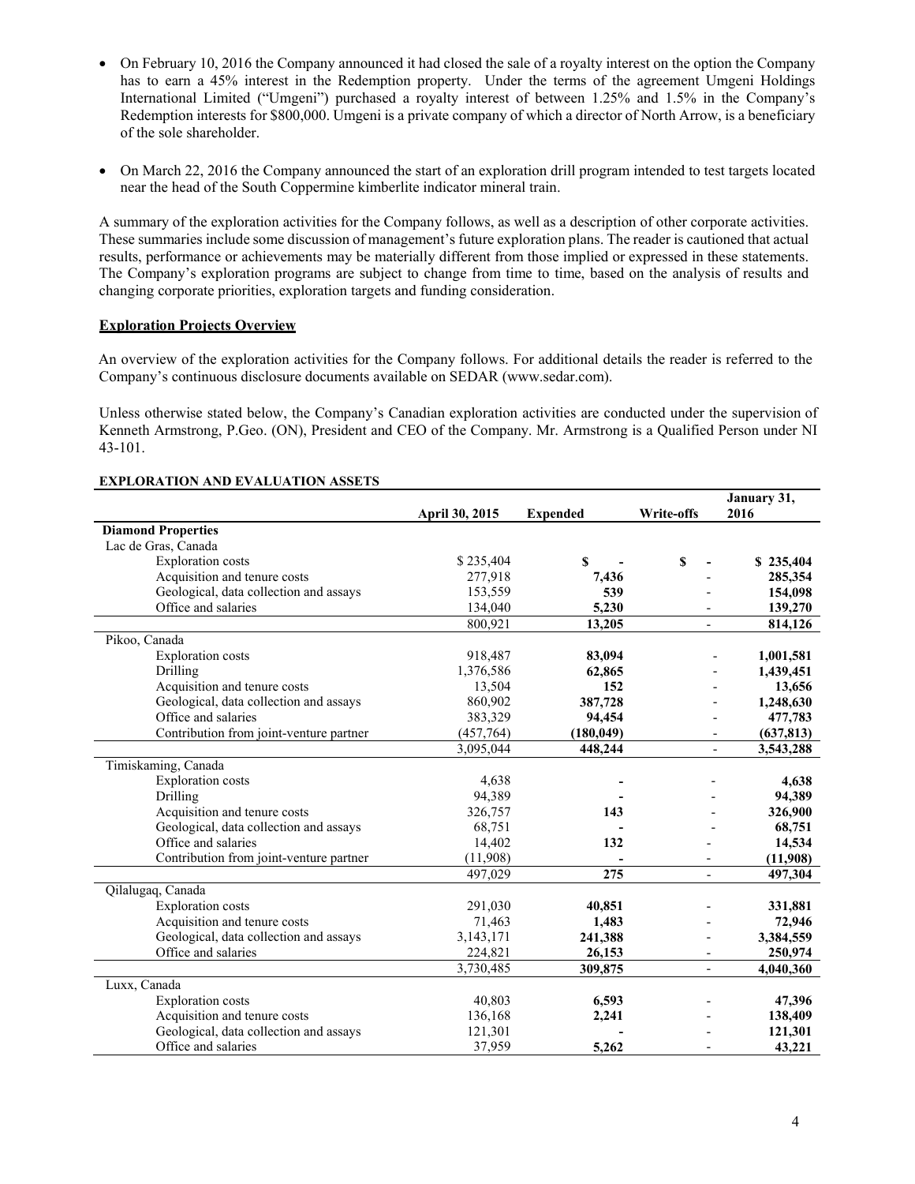- On February 10, 2016 the Company announced it had closed the sale of a royalty interest on the option the Company has to earn a 45% interest in the Redemption property. Under the terms of the agreement Umgeni Holdings International Limited ("Umgeni") purchased a royalty interest of between 1.25% and 1.5% in the Company's Redemption interests for $800,000. Umgeni is a private company of which a director of North Arrow, is a beneficiary of the sole shareholder.
- On March 22, 2016 the Company announced the start of an exploration drill program intended to test targets located near the head of the South Coppermine kimberlite indicator mineral train.

A summary of the exploration activities for the Company follows, as well as a description of other corporate activities. These summaries include some discussion of management's future exploration plans. The reader is cautioned that actual results, performance or achievements may be materially different from those implied or expressed in these statements. The Company's exploration programs are subject to change from time to time, based on the analysis of results and changing corporate priorities, exploration targets and funding consideration.

## Exploration Projects Overview

An overview of the exploration activities for the Company follows. For additional details the reader is referred to the Company's continuous disclosure documents available on SEDAR (www.sedar.com).

Unless otherwise stated below, the Company's Canadian exploration activities are conducted under the supervision of Kenneth Armstrong, P.Geo. (ON), President and CEO of the Company. Mr. Armstrong is a Qualified Person under NI 43-101.

**EXPLORATION AND EVALUATION ASSETS**

| | April 30, 2015 | Expended | Write-offs | January 31, 2016 |
|---|---|---|---|---|
| **Diamond Properties** | | | | |
| Lac de Gras, Canada | | | | |
| Exploration costs | $ 235,404 | **$ -** | **$ -** | **$ 235,404** |
| Acquisition and tenure costs | 277,918 | **7,436** | - | **285,354** |
| Geological, data collection and assays | 153,559 | **539** | - | **154,098** |
| Office and salaries | 134,040 | **5,230** | - | **139,270** |
| | 800,921 | **13,205** | - | **814,126** |
| Pikoo, Canada | | | | |
| Exploration costs | 918,487 | **83,094** | - | **1,001,581** |
| Drilling | 1,376,586 | **62,865** | - | **1,439,451** |
| Acquisition and tenure costs | 13,504 | **152** | - | **13,656** |
| Geological, data collection and assays | 860,902 | **387,728** | - | **1,248,630** |
| Office and salaries | 383,329 | **94,454** | - | **477,783** |
| Contribution from joint-venture partner | (457,764) | **(180,049)** | - | **(637,813)** |
| | 3,095,044 | **448,244** | - | **3,543,288** |
| Timiskaming, Canada | | | | |
| Exploration costs | 4,638 | **-** | - | **4,638** |
| Drilling | 94,389 | **-** | - | **94,389** |
| Acquisition and tenure costs | 326,757 | **143** | - | **326,900** |
| Geological, data collection and assays | 68,751 | **-** | - | **68,751** |
| Office and salaries | 14,402 | **132** | - | **14,534** |
| Contribution from joint-venture partner | (11,908) | **-** | - | **(11,908)** |
| | 497,029 | **275** | - | **497,304** |
| Qilalugaq, Canada | | | | |
| Exploration costs | 291,030 | **40,851** | - | **331,881** |
| Acquisition and tenure costs | 71,463 | **1,483** | - | **72,946** |
| Geological, data collection and assays | 3,143,171 | **241,388** | - | **3,384,559** |
| Office and salaries | 224,821 | **26,153** | - | **250,974** |
| | 3,730,485 | **309,875** | - | **4,040,360** |
| Luxx, Canada | | | | |
| Exploration costs | 40,803 | **6,593** | - | **47,396** |
| Acquisition and tenure costs | 136,168 | **2,241** | - | **138,409** |
| Geological, data collection and assays | 121,301 | **-** | - | **121,301** |
| Office and salaries | 37,959 | **5,262** | - | **43,221** |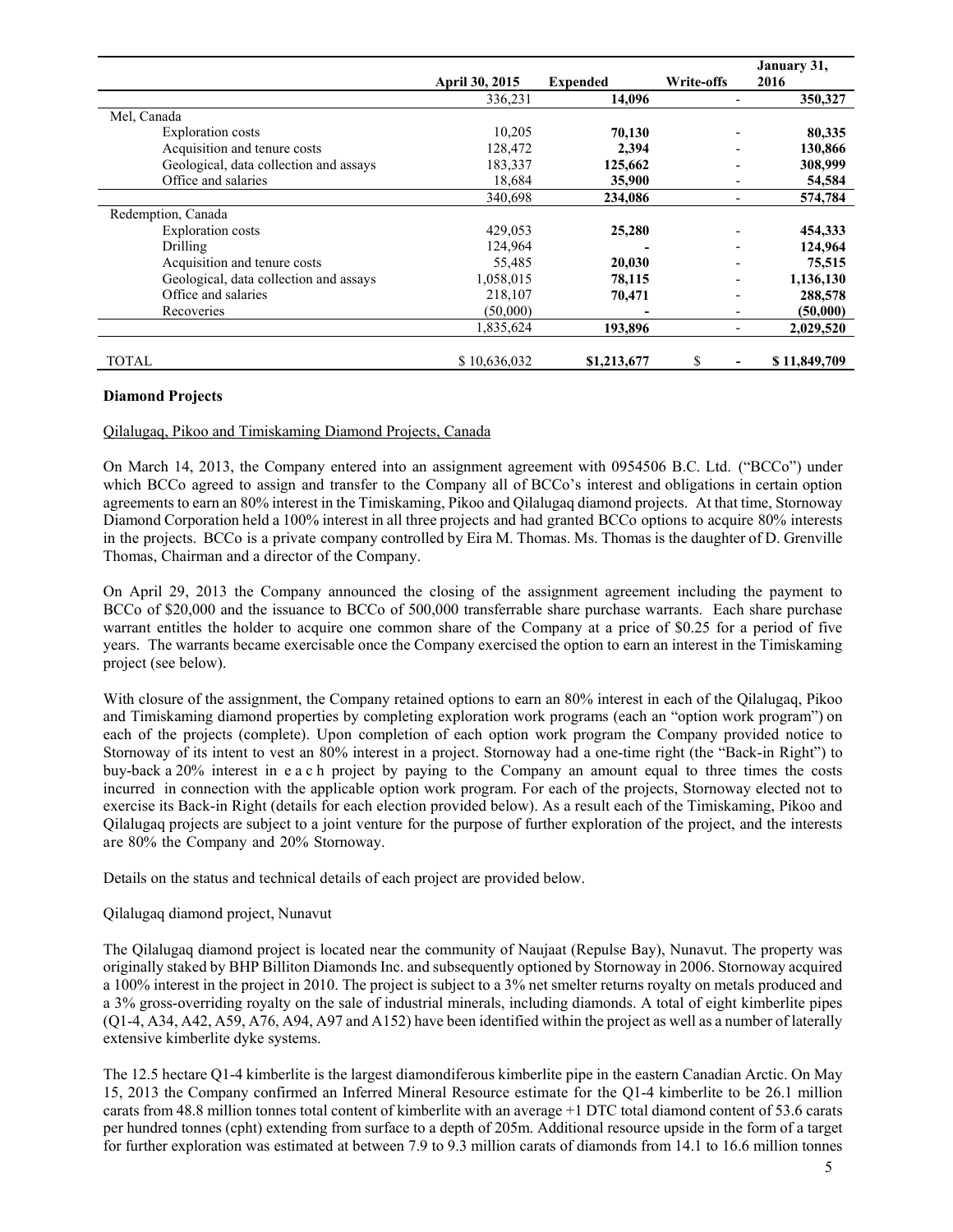| | April 30, 2015 | Expended | Write-offs | January 31, 2016 |
|---|---|---|---|---|
| | 336,231 | **14,096** | - | **350,327** |
| Mel, Canada | | | | |
| Exploration costs | 10,205 | **70,130** | - | **80,335** |
| Acquisition and tenure costs | 128,472 | **2,394** | - | **130,866** |
| Geological, data collection and assays | 183,337 | **125,662** | - | **308,999** |
| Office and salaries | 18,684 | **35,900** | - | **54,584** |
| | 340,698 | **234,086** | - | **574,784** |
| Redemption, Canada | | | | |
| Exploration costs | 429,053 | **25,280** | - | **454,333** |
| Drilling | 124,964 | **-** | - | **124,964** |
| Acquisition and tenure costs | 55,485 | **20,030** | - | **75,515** |
| Geological, data collection and assays | 1,058,015 | **78,115** | - | **1,136,130** |
| Office and salaries | 218,107 | **70,471** | - | **288,578** |
| Recoveries | (50,000) | **-** | - | **(50,000)** |
| | 1,835,624 | **193,896** | - | **2,029,520** |
| TOTAL | $ 10,636,032 | **$1,213,677** | $ - | **$ 11,849,709** |

**Diamond Projects**

Qilalugaq, Pikoo and Timiskaming Diamond Projects, Canada

On March 14, 2013, the Company entered into an assignment agreement with 0954506 B.C. Ltd. ("BCCo") under which BCCo agreed to assign and transfer to the Company all of BCCo's interest and obligations in certain option agreements to earn an 80% interest in the Timiskaming, Pikoo and Qilalugaq diamond projects. At that time, Stornoway Diamond Corporation held a 100% interest in all three projects and had granted BCCo options to acquire 80% interests in the projects. BCCo is a private company controlled by Eira M. Thomas. Ms. Thomas is the daughter of D. Grenville Thomas, Chairman and a director of the Company.

On April 29, 2013 the Company announced the closing of the assignment agreement including the payment to BCCo of $20,000 and the issuance to BCCo of 500,000 transferrable share purchase warrants. Each share purchase warrant entitles the holder to acquire one common share of the Company at a price of $0.25 for a period of five years. The warrants became exercisable once the Company exercised the option to earn an interest in the Timiskaming project (see below).

With closure of the assignment, the Company retained options to earn an 80% interest in each of the Qilalugaq, Pikoo and Timiskaming diamond properties by completing exploration work programs (each an "option work program") on each of the projects (complete). Upon completion of each option work program the Company provided notice to Stornoway of its intent to vest an 80% interest in a project. Stornoway had a one-time right (the "Back-in Right") to buy-back a 20% interest in each project by paying to the Company an amount equal to three times the costs incurred in connection with the applicable option work program. For each of the projects, Stornoway elected not to exercise its Back-in Right (details for each election provided below). As a result each of the Timiskaming, Pikoo and Qilalugaq projects are subject to a joint venture for the purpose of further exploration of the project, and the interests are 80% the Company and 20% Stornoway.

Details on the status and technical details of each project are provided below.

Qilalugaq diamond project, Nunavut

The Qilalugaq diamond project is located near the community of Naujaat (Repulse Bay), Nunavut. The property was originally staked by BHP Billiton Diamonds Inc. and subsequently optioned by Stornoway in 2006. Stornoway acquired a 100% interest in the project in 2010. The project is subject to a 3% net smelter returns royalty on metals produced and a 3% gross-overriding royalty on the sale of industrial minerals, including diamonds. A total of eight kimberlite pipes (Q1-4, A34, A42, A59, A76, A94, A97 and A152) have been identified within the project as well as a number of laterally extensive kimberlite dyke systems.

The 12.5 hectare Q1-4 kimberlite is the largest diamondiferous kimberlite pipe in the eastern Canadian Arctic. On May 15, 2013 the Company confirmed an Inferred Mineral Resource estimate for the Q1-4 kimberlite to be 26.1 million carats from 48.8 million tonnes total content of kimberlite with an average +1 DTC total diamond content of 53.6 carats per hundred tonnes (cpht) extending from surface to a depth of 205m. Additional resource upside in the form of a target for further exploration was estimated at between 7.9 to 9.3 million carats of diamonds from 14.1 to 16.6 million tonnes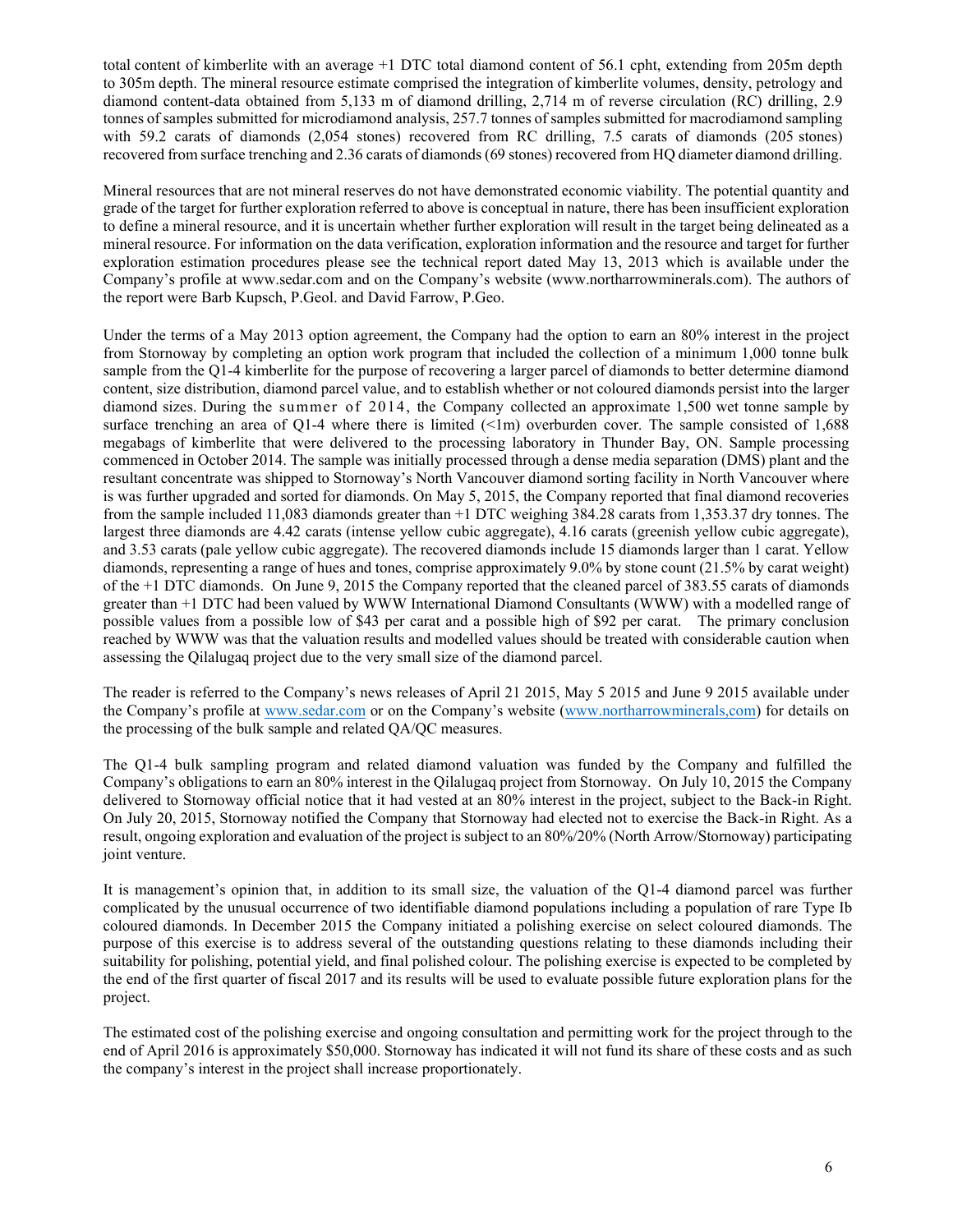total content of kimberlite with an average +1 DTC total diamond content of 56.1 cpht, extending from 205m depth to 305m depth. The mineral resource estimate comprised the integration of kimberlite volumes, density, petrology and diamond content-data obtained from 5,133 m of diamond drilling, 2,714 m of reverse circulation (RC) drilling, 2.9 tonnes of samples submitted for microdiamond analysis, 257.7 tonnes of samples submitted for macrodiamond sampling with 59.2 carats of diamonds (2,054 stones) recovered from RC drilling, 7.5 carats of diamonds (205 stones) recovered from surface trenching and 2.36 carats of diamonds (69 stones) recovered from HQ diameter diamond drilling.

Mineral resources that are not mineral reserves do not have demonstrated economic viability. The potential quantity and grade of the target for further exploration referred to above is conceptual in nature, there has been insufficient exploration to define a mineral resource, and it is uncertain whether further exploration will result in the target being delineated as a mineral resource. For information on the data verification, exploration information and the resource and target for further exploration estimation procedures please see the technical report dated May 13, 2013 which is available under the Company's profile at www.sedar.com and on the Company's website (www.northarrowminerals.com). The authors of the report were Barb Kupsch, P.Geol. and David Farrow, P.Geo.

Under the terms of a May 2013 option agreement, the Company had the option to earn an 80% interest in the project from Stornoway by completing an option work program that included the collection of a minimum 1,000 tonne bulk sample from the Q1-4 kimberlite for the purpose of recovering a larger parcel of diamonds to better determine diamond content, size distribution, diamond parcel value, and to establish whether or not coloured diamonds persist into the larger diamond sizes. During the summer of 2014, the Company collected an approximate 1,500 wet tonne sample by surface trenching an area of Q1-4 where there is limited (<1m) overburden cover. The sample consisted of 1,688 megabags of kimberlite that were delivered to the processing laboratory in Thunder Bay, ON. Sample processing commenced in October 2014. The sample was initially processed through a dense media separation (DMS) plant and the resultant concentrate was shipped to Stornoway's North Vancouver diamond sorting facility in North Vancouver where is was further upgraded and sorted for diamonds. On May 5, 2015, the Company reported that final diamond recoveries from the sample included 11,083 diamonds greater than +1 DTC weighing 384.28 carats from 1,353.37 dry tonnes. The largest three diamonds are 4.42 carats (intense yellow cubic aggregate), 4.16 carats (greenish yellow cubic aggregate), and 3.53 carats (pale yellow cubic aggregate). The recovered diamonds include 15 diamonds larger than 1 carat. Yellow diamonds, representing a range of hues and tones, comprise approximately 9.0% by stone count (21.5% by carat weight) of the +1 DTC diamonds. On June 9, 2015 the Company reported that the cleaned parcel of 383.55 carats of diamonds greater than +1 DTC had been valued by WWW International Diamond Consultants (WWW) with a modelled range of possible values from a possible low of $43 per carat and a possible high of $92 per carat. The primary conclusion reached by WWW was that the valuation results and modelled values should be treated with considerable caution when assessing the Qilalugaq project due to the very small size of the diamond parcel.

The reader is referred to the Company's news releases of April 21 2015, May 5 2015 and June 9 2015 available under the Company's profile at www.sedar.com or on the Company's website (www.northarrowminerals,com) for details on the processing of the bulk sample and related QA/QC measures.

The Q1-4 bulk sampling program and related diamond valuation was funded by the Company and fulfilled the Company's obligations to earn an 80% interest in the Qilalugaq project from Stornoway. On July 10, 2015 the Company delivered to Stornoway official notice that it had vested at an 80% interest in the project, subject to the Back-in Right. On July 20, 2015, Stornoway notified the Company that Stornoway had elected not to exercise the Back-in Right. As a result, ongoing exploration and evaluation of the project is subject to an 80%/20% (North Arrow/Stornoway) participating joint venture.

It is management's opinion that, in addition to its small size, the valuation of the Q1-4 diamond parcel was further complicated by the unusual occurrence of two identifiable diamond populations including a population of rare Type Ib coloured diamonds. In December 2015 the Company initiated a polishing exercise on select coloured diamonds. The purpose of this exercise is to address several of the outstanding questions relating to these diamonds including their suitability for polishing, potential yield, and final polished colour. The polishing exercise is expected to be completed by the end of the first quarter of fiscal 2017 and its results will be used to evaluate possible future exploration plans for the project.

The estimated cost of the polishing exercise and ongoing consultation and permitting work for the project through to the end of April 2016 is approximately $50,000. Stornoway has indicated it will not fund its share of these costs and as such the company's interest in the project shall increase proportionately.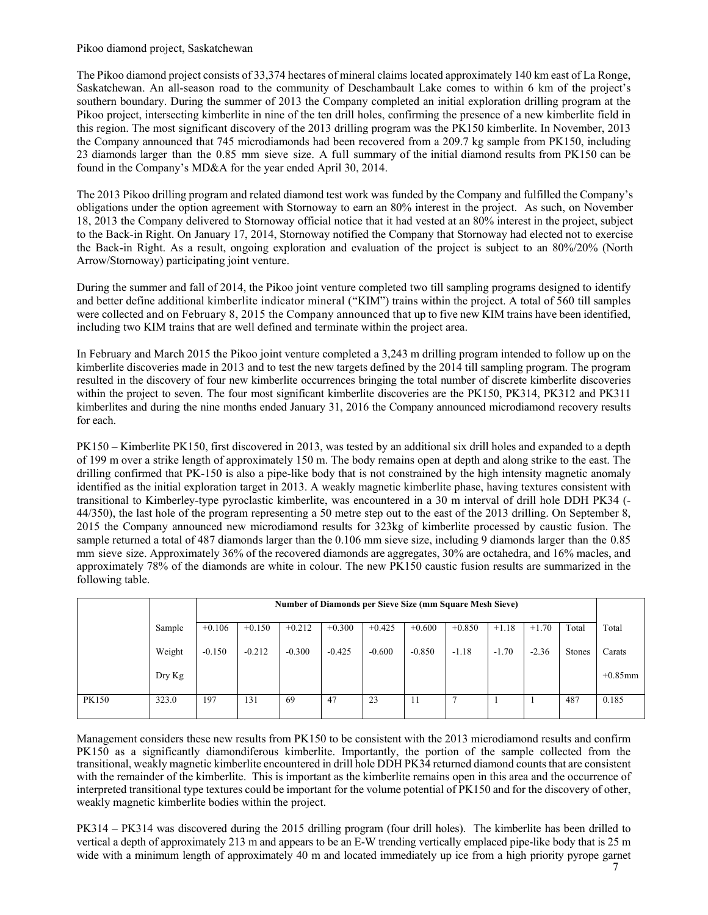Pikoo diamond project, Saskatchewan

The Pikoo diamond project consists of 33,374 hectares of mineral claims located approximately 140 km east of La Ronge, Saskatchewan. An all-season road to the community of Deschambault Lake comes to within 6 km of the project's southern boundary. During the summer of 2013 the Company completed an initial exploration drilling program at the Pikoo project, intersecting kimberlite in nine of the ten drill holes, confirming the presence of a new kimberlite field in this region. The most significant discovery of the 2013 drilling program was the PK150 kimberlite. In November, 2013 the Company announced that 745 microdiamonds had been recovered from a 209.7 kg sample from PK150, including 23 diamonds larger than the 0.85 mm sieve size. A full summary of the initial diamond results from PK150 can be found in the Company's MD&A for the year ended April 30, 2014.

The 2013 Pikoo drilling program and related diamond test work was funded by the Company and fulfilled the Company's obligations under the option agreement with Stornoway to earn an 80% interest in the project. As such, on November 18, 2013 the Company delivered to Stornoway official notice that it had vested at an 80% interest in the project, subject to the Back-in Right. On January 17, 2014, Stornoway notified the Company that Stornoway had elected not to exercise the Back-in Right. As a result, ongoing exploration and evaluation of the project is subject to an 80%/20% (North Arrow/Stornoway) participating joint venture.

During the summer and fall of 2014, the Pikoo joint venture completed two till sampling programs designed to identify and better define additional kimberlite indicator mineral ("KIM") trains within the project. A total of 560 till samples were collected and on February 8, 2015 the Company announced that up to five new KIM trains have been identified, including two KIM trains that are well defined and terminate within the project area.

In February and March 2015 the Pikoo joint venture completed a 3,243 m drilling program intended to follow up on the kimberlite discoveries made in 2013 and to test the new targets defined by the 2014 till sampling program. The program resulted in the discovery of four new kimberlite occurrences bringing the total number of discrete kimberlite discoveries within the project to seven. The four most significant kimberlite discoveries are the PK150, PK314, PK312 and PK311 kimberlites and during the nine months ended January 31, 2016 the Company announced microdiamond recovery results for each.

PK150 – Kimberlite PK150, first discovered in 2013, was tested by an additional six drill holes and expanded to a depth of 199 m over a strike length of approximately 150 m. The body remains open at depth and along strike to the east. The drilling confirmed that PK-150 is also a pipe-like body that is not constrained by the high intensity magnetic anomaly identified as the initial exploration target in 2013. A weakly magnetic kimberlite phase, having textures consistent with transitional to Kimberley-type pyroclastic kimberlite, was encountered in a 30 m interval of drill hole DDH PK34 (-44/350), the last hole of the program representing a 50 metre step out to the east of the 2013 drilling. On September 8, 2015 the Company announced new microdiamond results for 323kg of kimberlite processed by caustic fusion. The sample returned a total of 487 diamonds larger than the 0.106 mm sieve size, including 9 diamonds larger than the 0.85 mm sieve size. Approximately 36% of the recovered diamonds are aggregates, 30% are octahedra, and 16% macles, and approximately 78% of the diamonds are white in colour. The new PK150 caustic fusion results are summarized in the following table.

| | | Number of Diamonds per Sieve Size (mm Square Mesh Sieve) | | | | | | | | | | |
|---|---|---|---|---|---|---|---|---|---|---|---|---|
| | Sample Weight Dry Kg | +0.106 -0.150 | +0.150 -0.212 | +0.212 -0.300 | +0.300 -0.425 | +0.425 -0.600 | +0.600 -0.850 | +0.850 -1.18 | +1.18 -1.70 | +1.70 -2.36 | Total Stones | Total Carats +0.85mm |
| PK150 | 323.0 | 197 | 131 | 69 | 47 | 23 | 11 | 7 | 1 | 1 | 487 | 0.185 |

Management considers these new results from PK150 to be consistent with the 2013 microdiamond results and confirm PK150 as a significantly diamondiferous kimberlite. Importantly, the portion of the sample collected from the transitional, weakly magnetic kimberlite encountered in drill hole DDH PK34 returned diamond counts that are consistent with the remainder of the kimberlite. This is important as the kimberlite remains open in this area and the occurrence of interpreted transitional type textures could be important for the volume potential of PK150 and for the discovery of other, weakly magnetic kimberlite bodies within the project.

PK314 – PK314 was discovered during the 2015 drilling program (four drill holes). The kimberlite has been drilled to vertical a depth of approximately 213 m and appears to be an E-W trending vertically emplaced pipe-like body that is 25 m wide with a minimum length of approximately 40 m and located immediately up ice from a high priority pyrope garnet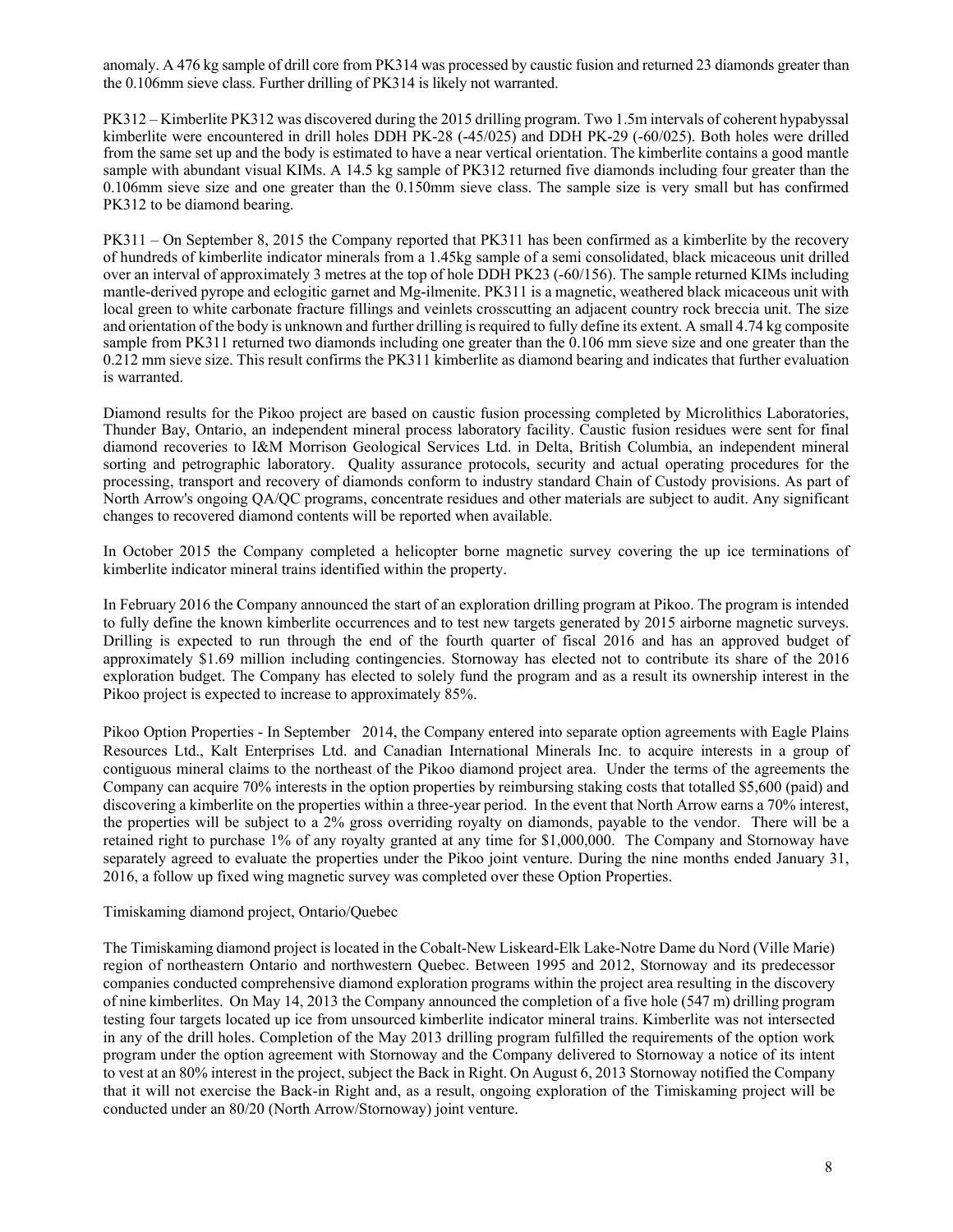anomaly. A 476 kg sample of drill core from PK314 was processed by caustic fusion and returned 23 diamonds greater than the 0.106mm sieve class. Further drilling of PK314 is likely not warranted.

PK312 – Kimberlite PK312 was discovered during the 2015 drilling program. Two 1.5m intervals of coherent hypabyssal kimberlite were encountered in drill holes DDH PK-28 (-45/025) and DDH PK-29 (-60/025). Both holes were drilled from the same set up and the body is estimated to have a near vertical orientation. The kimberlite contains a good mantle sample with abundant visual KIMs. A 14.5 kg sample of PK312 returned five diamonds including four greater than the 0.106mm sieve size and one greater than the 0.150mm sieve class. The sample size is very small but has confirmed PK312 to be diamond bearing.

PK311 – On September 8, 2015 the Company reported that PK311 has been confirmed as a kimberlite by the recovery of hundreds of kimberlite indicator minerals from a 1.45kg sample of a semi consolidated, black micaceous unit drilled over an interval of approximately 3 metres at the top of hole DDH PK23 (-60/156). The sample returned KIMs including mantle-derived pyrope and eclogitic garnet and Mg-ilmenite. PK311 is a magnetic, weathered black micaceous unit with local green to white carbonate fracture fillings and veinlets crosscutting an adjacent country rock breccia unit. The size and orientation of the body is unknown and further drilling is required to fully define its extent. A small 4.74 kg composite sample from PK311 returned two diamonds including one greater than the 0.106 mm sieve size and one greater than the 0.212 mm sieve size. This result confirms the PK311 kimberlite as diamond bearing and indicates that further evaluation is warranted.

Diamond results for the Pikoo project are based on caustic fusion processing completed by Microlithics Laboratories, Thunder Bay, Ontario, an independent mineral process laboratory facility. Caustic fusion residues were sent for final diamond recoveries to I&M Morrison Geological Services Ltd. in Delta, British Columbia, an independent mineral sorting and petrographic laboratory. Quality assurance protocols, security and actual operating procedures for the processing, transport and recovery of diamonds conform to industry standard Chain of Custody provisions. As part of North Arrow's ongoing QA/QC programs, concentrate residues and other materials are subject to audit. Any significant changes to recovered diamond contents will be reported when available.

In October 2015 the Company completed a helicopter borne magnetic survey covering the up ice terminations of kimberlite indicator mineral trains identified within the property.

In February 2016 the Company announced the start of an exploration drilling program at Pikoo. The program is intended to fully define the known kimberlite occurrences and to test new targets generated by 2015 airborne magnetic surveys. Drilling is expected to run through the end of the fourth quarter of fiscal 2016 and has an approved budget of approximately $1.69 million including contingencies. Stornoway has elected not to contribute its share of the 2016 exploration budget. The Company has elected to solely fund the program and as a result its ownership interest in the Pikoo project is expected to increase to approximately 85%.

Pikoo Option Properties - In September 2014, the Company entered into separate option agreements with Eagle Plains Resources Ltd., Kalt Enterprises Ltd. and Canadian International Minerals Inc. to acquire interests in a group of contiguous mineral claims to the northeast of the Pikoo diamond project area. Under the terms of the agreements the Company can acquire 70% interests in the option properties by reimbursing staking costs that totalled $5,600 (paid) and discovering a kimberlite on the properties within a three-year period. In the event that North Arrow earns a 70% interest, the properties will be subject to a 2% gross overriding royalty on diamonds, payable to the vendor. There will be a retained right to purchase 1% of any royalty granted at any time for $1,000,000. The Company and Stornoway have separately agreed to evaluate the properties under the Pikoo joint venture. During the nine months ended January 31, 2016, a follow up fixed wing magnetic survey was completed over these Option Properties.

Timiskaming diamond project, Ontario/Quebec

The Timiskaming diamond project is located in the Cobalt-New Liskeard-Elk Lake-Notre Dame du Nord (Ville Marie) region of northeastern Ontario and northwestern Quebec. Between 1995 and 2012, Stornoway and its predecessor companies conducted comprehensive diamond exploration programs within the project area resulting in the discovery of nine kimberlites. On May 14, 2013 the Company announced the completion of a five hole (547 m) drilling program testing four targets located up ice from unsourced kimberlite indicator mineral trains. Kimberlite was not intersected in any of the drill holes. Completion of the May 2013 drilling program fulfilled the requirements of the option work program under the option agreement with Stornoway and the Company delivered to Stornoway a notice of its intent to vest at an 80% interest in the project, subject the Back in Right. On August 6, 2013 Stornoway notified the Company that it will not exercise the Back-in Right and, as a result, ongoing exploration of the Timiskaming project will be conducted under an 80/20 (North Arrow/Stornoway) joint venture.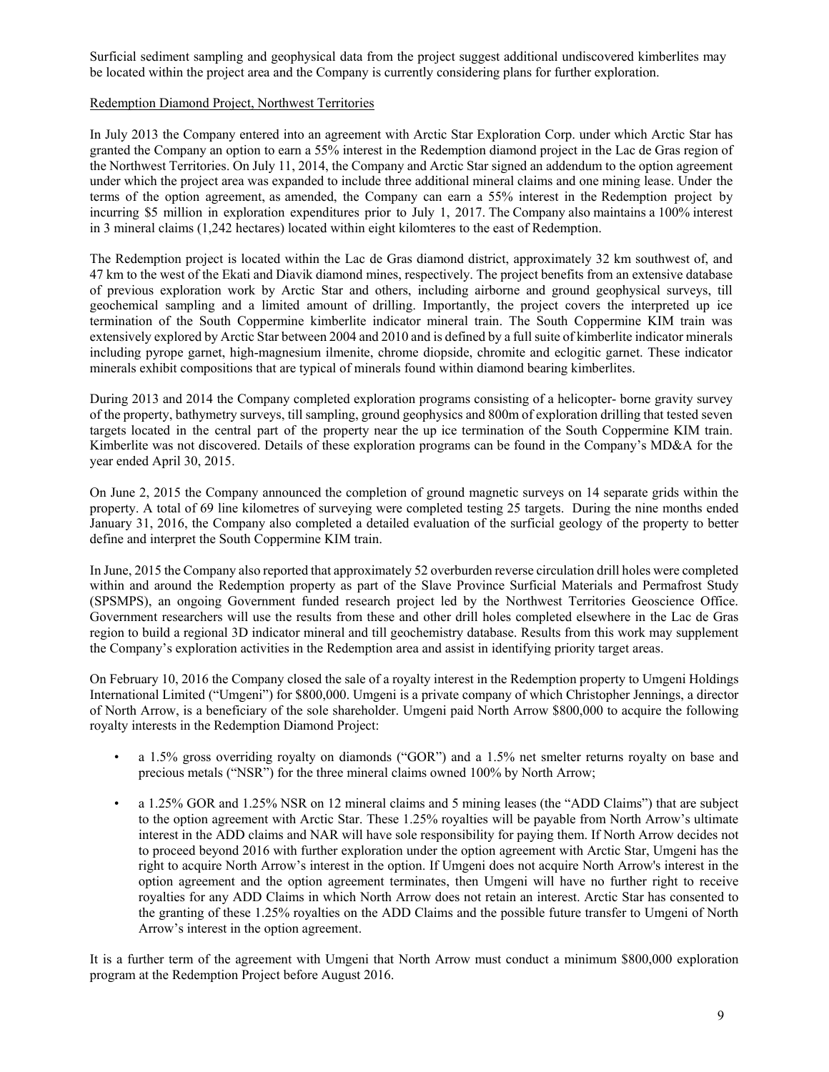Surficial sediment sampling and geophysical data from the project suggest additional undiscovered kimberlites may be located within the project area and the Company is currently considering plans for further exploration.

Redemption Diamond Project, Northwest Territories

In July 2013 the Company entered into an agreement with Arctic Star Exploration Corp. under which Arctic Star has granted the Company an option to earn a 55% interest in the Redemption diamond project in the Lac de Gras region of the Northwest Territories. On July 11, 2014, the Company and Arctic Star signed an addendum to the option agreement under which the project area was expanded to include three additional mineral claims and one mining lease. Under the terms of the option agreement, as amended, the Company can earn a 55% interest in the Redemption project by incurring $5 million in exploration expenditures prior to July 1, 2017. The Company also maintains a 100% interest in 3 mineral claims (1,242 hectares) located within eight kilomteres to the east of Redemption.

The Redemption project is located within the Lac de Gras diamond district, approximately 32 km southwest of, and 47 km to the west of the Ekati and Diavik diamond mines, respectively. The project benefits from an extensive database of previous exploration work by Arctic Star and others, including airborne and ground geophysical surveys, till geochemical sampling and a limited amount of drilling. Importantly, the project covers the interpreted up ice termination of the South Coppermine kimberlite indicator mineral train. The South Coppermine KIM train was extensively explored by Arctic Star between 2004 and 2010 and is defined by a full suite of kimberlite indicator minerals including pyrope garnet, high-magnesium ilmenite, chrome diopside, chromite and eclogitic garnet. These indicator minerals exhibit compositions that are typical of minerals found within diamond bearing kimberlites.

During 2013 and 2014 the Company completed exploration programs consisting of a helicopter- borne gravity survey of the property, bathymetry surveys, till sampling, ground geophysics and 800m of exploration drilling that tested seven targets located in the central part of the property near the up ice termination of the South Coppermine KIM train. Kimberlite was not discovered. Details of these exploration programs can be found in the Company's MD&A for the year ended April 30, 2015.

On June 2, 2015 the Company announced the completion of ground magnetic surveys on 14 separate grids within the property. A total of 69 line kilometres of surveying were completed testing 25 targets. During the nine months ended January 31, 2016, the Company also completed a detailed evaluation of the surficial geology of the property to better define and interpret the South Coppermine KIM train.

In June, 2015 the Company also reported that approximately 52 overburden reverse circulation drill holes were completed within and around the Redemption property as part of the Slave Province Surficial Materials and Permafrost Study (SPSMPS), an ongoing Government funded research project led by the Northwest Territories Geoscience Office. Government researchers will use the results from these and other drill holes completed elsewhere in the Lac de Gras region to build a regional 3D indicator mineral and till geochemistry database. Results from this work may supplement the Company's exploration activities in the Redemption area and assist in identifying priority target areas.

On February 10, 2016 the Company closed the sale of a royalty interest in the Redemption property to Umgeni Holdings International Limited ("Umgeni") for $800,000. Umgeni is a private company of which Christopher Jennings, a director of North Arrow, is a beneficiary of the sole shareholder. Umgeni paid North Arrow $800,000 to acquire the following royalty interests in the Redemption Diamond Project:

- a 1.5% gross overriding royalty on diamonds ("GOR") and a 1.5% net smelter returns royalty on base and precious metals ("NSR") for the three mineral claims owned 100% by North Arrow;
- a 1.25% GOR and 1.25% NSR on 12 mineral claims and 5 mining leases (the "ADD Claims") that are subject to the option agreement with Arctic Star. These 1.25% royalties will be payable from North Arrow's ultimate interest in the ADD claims and NAR will have sole responsibility for paying them. If North Arrow decides not to proceed beyond 2016 with further exploration under the option agreement with Arctic Star, Umgeni has the right to acquire North Arrow's interest in the option. If Umgeni does not acquire North Arrow's interest in the option agreement and the option agreement terminates, then Umgeni will have no further right to receive royalties for any ADD Claims in which North Arrow does not retain an interest. Arctic Star has consented to the granting of these 1.25% royalties on the ADD Claims and the possible future transfer to Umgeni of North Arrow's interest in the option agreement.

It is a further term of the agreement with Umgeni that North Arrow must conduct a minimum $800,000 exploration program at the Redemption Project before August 2016.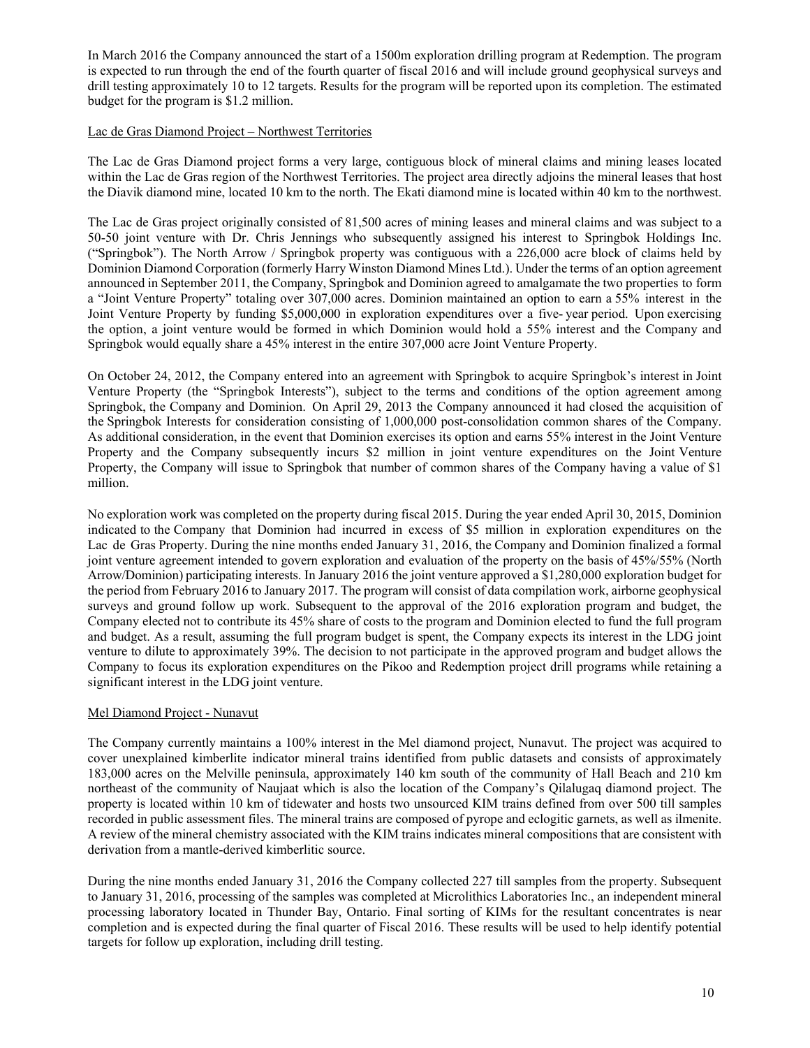In March 2016 the Company announced the start of a 1500m exploration drilling program at Redemption. The program is expected to run through the end of the fourth quarter of fiscal 2016 and will include ground geophysical surveys and drill testing approximately 10 to 12 targets. Results for the program will be reported upon its completion. The estimated budget for the program is $1.2 million.

Lac de Gras Diamond Project – Northwest Territories

The Lac de Gras Diamond project forms a very large, contiguous block of mineral claims and mining leases located within the Lac de Gras region of the Northwest Territories. The project area directly adjoins the mineral leases that host the Diavik diamond mine, located 10 km to the north. The Ekati diamond mine is located within 40 km to the northwest.

The Lac de Gras project originally consisted of 81,500 acres of mining leases and mineral claims and was subject to a 50-50 joint venture with Dr. Chris Jennings who subsequently assigned his interest to Springbok Holdings Inc. ("Springbok"). The North Arrow / Springbok property was contiguous with a 226,000 acre block of claims held by Dominion Diamond Corporation (formerly Harry Winston Diamond Mines Ltd.). Under the terms of an option agreement announced in September 2011, the Company, Springbok and Dominion agreed to amalgamate the two properties to form a "Joint Venture Property" totaling over 307,000 acres. Dominion maintained an option to earn a 55% interest in the Joint Venture Property by funding $5,000,000 in exploration expenditures over a five- year period. Upon exercising the option, a joint venture would be formed in which Dominion would hold a 55% interest and the Company and Springbok would equally share a 45% interest in the entire 307,000 acre Joint Venture Property.

On October 24, 2012, the Company entered into an agreement with Springbok to acquire Springbok's interest in Joint Venture Property (the "Springbok Interests"), subject to the terms and conditions of the option agreement among Springbok, the Company and Dominion. On April 29, 2013 the Company announced it had closed the acquisition of the Springbok Interests for consideration consisting of 1,000,000 post-consolidation common shares of the Company. As additional consideration, in the event that Dominion exercises its option and earns 55% interest in the Joint Venture Property and the Company subsequently incurs $2 million in joint venture expenditures on the Joint Venture Property, the Company will issue to Springbok that number of common shares of the Company having a value of $1 million.

No exploration work was completed on the property during fiscal 2015. During the year ended April 30, 2015, Dominion indicated to the Company that Dominion had incurred in excess of $5 million in exploration expenditures on the Lac de Gras Property. During the nine months ended January 31, 2016, the Company and Dominion finalized a formal joint venture agreement intended to govern exploration and evaluation of the property on the basis of 45%/55% (North Arrow/Dominion) participating interests. In January 2016 the joint venture approved a $1,280,000 exploration budget for the period from February 2016 to January 2017. The program will consist of data compilation work, airborne geophysical surveys and ground follow up work. Subsequent to the approval of the 2016 exploration program and budget, the Company elected not to contribute its 45% share of costs to the program and Dominion elected to fund the full program and budget. As a result, assuming the full program budget is spent, the Company expects its interest in the LDG joint venture to dilute to approximately 39%. The decision to not participate in the approved program and budget allows the Company to focus its exploration expenditures on the Pikoo and Redemption project drill programs while retaining a significant interest in the LDG joint venture.

Mel Diamond Project - Nunavut

The Company currently maintains a 100% interest in the Mel diamond project, Nunavut. The project was acquired to cover unexplained kimberlite indicator mineral trains identified from public datasets and consists of approximately 183,000 acres on the Melville peninsula, approximately 140 km south of the community of Hall Beach and 210 km northeast of the community of Naujaat which is also the location of the Company's Qilalugaq diamond project. The property is located within 10 km of tidewater and hosts two unsourced KIM trains defined from over 500 till samples recorded in public assessment files. The mineral trains are composed of pyrope and eclogitic garnets, as well as ilmenite. A review of the mineral chemistry associated with the KIM trains indicates mineral compositions that are consistent with derivation from a mantle-derived kimberlitic source.

During the nine months ended January 31, 2016 the Company collected 227 till samples from the property. Subsequent to January 31, 2016, processing of the samples was completed at Microlithics Laboratories Inc., an independent mineral processing laboratory located in Thunder Bay, Ontario. Final sorting of KIMs for the resultant concentrates is near completion and is expected during the final quarter of Fiscal 2016. These results will be used to help identify potential targets for follow up exploration, including drill testing.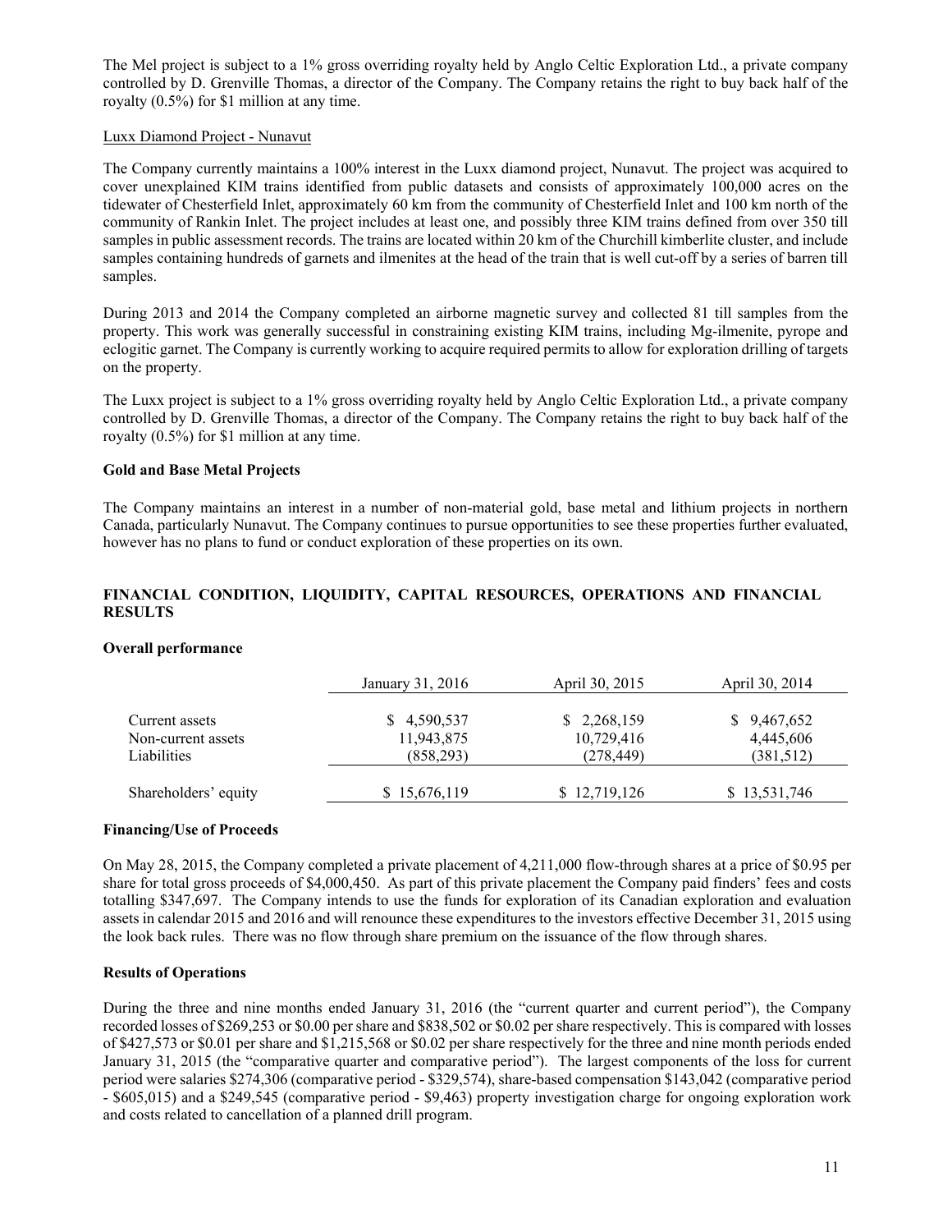The Mel project is subject to a 1% gross overriding royalty held by Anglo Celtic Exploration Ltd., a private company controlled by D. Grenville Thomas, a director of the Company. The Company retains the right to buy back half of the royalty (0.5%) for $1 million at any time.

Luxx Diamond Project - Nunavut

The Company currently maintains a 100% interest in the Luxx diamond project, Nunavut. The project was acquired to cover unexplained KIM trains identified from public datasets and consists of approximately 100,000 acres on the tidewater of Chesterfield Inlet, approximately 60 km from the community of Chesterfield Inlet and 100 km north of the community of Rankin Inlet. The project includes at least one, and possibly three KIM trains defined from over 350 till samples in public assessment records. The trains are located within 20 km of the Churchill kimberlite cluster, and include samples containing hundreds of garnets and ilmenites at the head of the train that is well cut-off by a series of barren till samples.

During 2013 and 2014 the Company completed an airborne magnetic survey and collected 81 till samples from the property. This work was generally successful in constraining existing KIM trains, including Mg-ilmenite, pyrope and eclogitic garnet. The Company is currently working to acquire required permits to allow for exploration drilling of targets on the property.

The Luxx project is subject to a 1% gross overriding royalty held by Anglo Celtic Exploration Ltd., a private company controlled by D. Grenville Thomas, a director of the Company. The Company retains the right to buy back half of the royalty (0.5%) for $1 million at any time.

**Gold and Base Metal Projects**

The Company maintains an interest in a number of non-material gold, base metal and lithium projects in northern Canada, particularly Nunavut. The Company continues to pursue opportunities to see these properties further evaluated, however has no plans to fund or conduct exploration of these properties on its own.

## FINANCIAL CONDITION, LIQUIDITY, CAPITAL RESOURCES, OPERATIONS AND FINANCIAL RESULTS

**Overall performance**

| | January 31, 2016 | April 30, 2015 | April 30, 2014 |
|---|---|---|---|
| Current assets | $ 4,590,537 | $ 2,268,159 | $ 9,467,652 |
| Non-current assets | 11,943,875 | 10,729,416 | 4,445,606 |
| Liabilities | (858,293) | (278,449) | (381,512) |
| Shareholders' equity | $ 15,676,119 | $ 12,719,126 | $ 13,531,746 |

**Financing/Use of Proceeds**

On May 28, 2015, the Company completed a private placement of 4,211,000 flow-through shares at a price of $0.95 per share for total gross proceeds of $4,000,450. As part of this private placement the Company paid finders' fees and costs totalling $347,697. The Company intends to use the funds for exploration of its Canadian exploration and evaluation assets in calendar 2015 and 2016 and will renounce these expenditures to the investors effective December 31, 2015 using the look back rules. There was no flow through share premium on the issuance of the flow through shares.

**Results of Operations**

During the three and nine months ended January 31, 2016 (the "current quarter and current period"), the Company recorded losses of $269,253 or $0.00 per share and $838,502 or $0.02 per share respectively. This is compared with losses of $427,573 or $0.01 per share and $1,215,568 or $0.02 per share respectively for the three and nine month periods ended January 31, 2015 (the "comparative quarter and comparative period"). The largest components of the loss for current period were salaries $274,306 (comparative period - $329,574), share-based compensation $143,042 (comparative period - $605,015) and a $249,545 (comparative period - $9,463) property investigation charge for ongoing exploration work and costs related to cancellation of a planned drill program.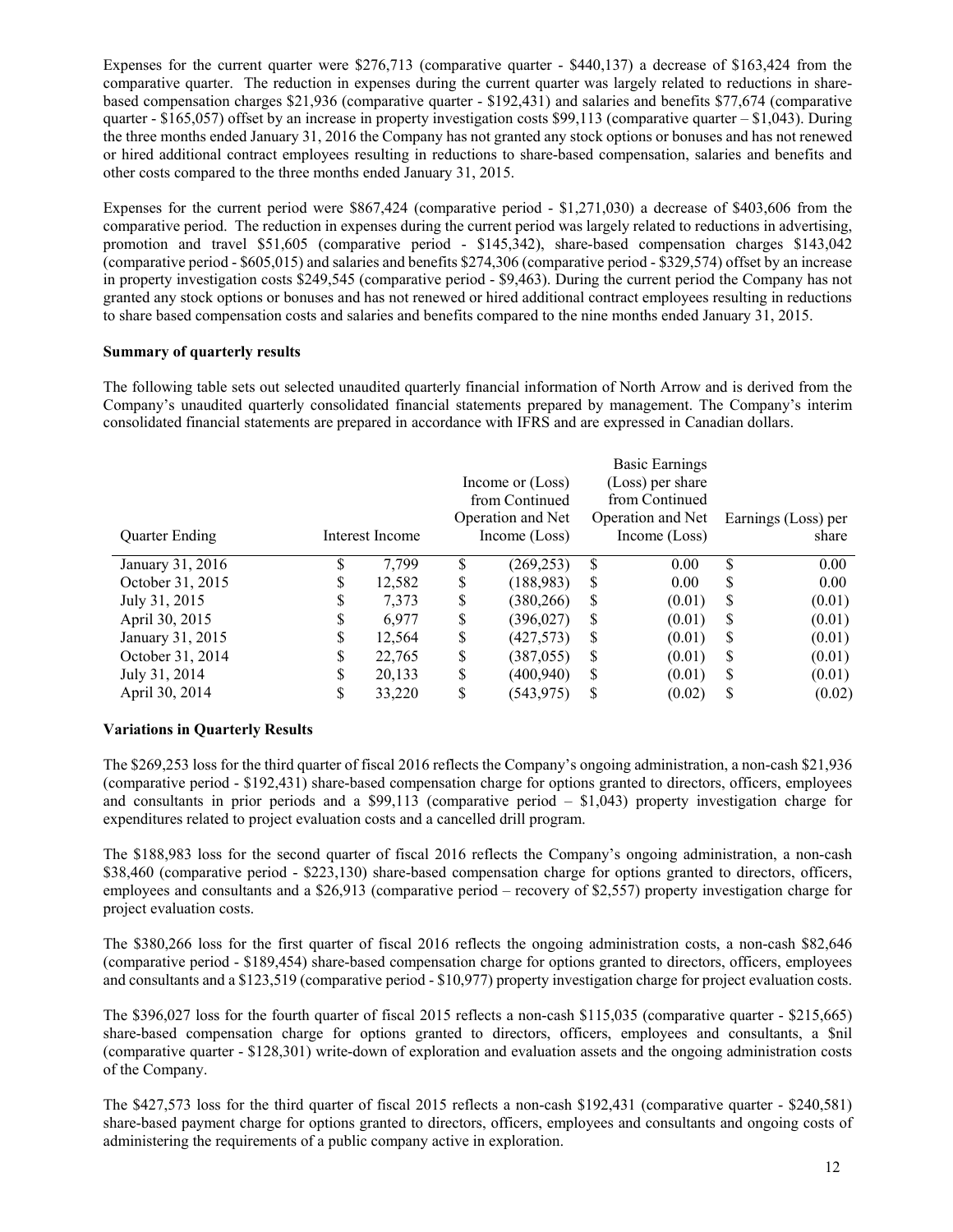Expenses for the current quarter were $276,713 (comparative quarter - $440,137) a decrease of $163,424 from the comparative quarter. The reduction in expenses during the current quarter was largely related to reductions in share-based compensation charges $21,936 (comparative quarter - $192,431) and salaries and benefits $77,674 (comparative quarter - $165,057) offset by an increase in property investigation costs $99,113 (comparative quarter – $1,043). During the three months ended January 31, 2016 the Company has not granted any stock options or bonuses and has not renewed or hired additional contract employees resulting in reductions to share-based compensation, salaries and benefits and other costs compared to the three months ended January 31, 2015.

Expenses for the current period were $867,424 (comparative period - $1,271,030) a decrease of $403,606 from the comparative period. The reduction in expenses during the current period was largely related to reductions in advertising, promotion and travel $51,605 (comparative period - $145,342), share-based compensation charges $143,042 (comparative period - $605,015) and salaries and benefits $274,306 (comparative period - $329,574) offset by an increase in property investigation costs $249,545 (comparative period - $9,463). During the current period the Company has not granted any stock options or bonuses and has not renewed or hired additional contract employees resulting in reductions to share based compensation costs and salaries and benefits compared to the nine months ended January 31, 2015.

**Summary of quarterly results**

The following table sets out selected unaudited quarterly financial information of North Arrow and is derived from the Company's unaudited quarterly consolidated financial statements prepared by management. The Company's interim consolidated financial statements are prepared in accordance with IFRS and are expressed in Canadian dollars.

| Quarter Ending | Interest Income | Income or (Loss) from Continued Operation and Net Income (Loss) | Basic Earnings (Loss) per share from Continued Operation and Net Income (Loss) | Earnings (Loss) per share |
|---|---|---|---|---|
| January 31, 2016 | $ 7,799 | $ (269,253) | $ 0.00 | $ 0.00 |
| October 31, 2015 | $ 12,582 | $ (188,983) | $ 0.00 | $ 0.00 |
| July 31, 2015 | $ 7,373 | $ (380,266) | $ (0.01) | $ (0.01) |
| April 30, 2015 | $ 6,977 | $ (396,027) | $ (0.01) | $ (0.01) |
| January 31, 2015 | $ 12,564 | $ (427,573) | $ (0.01) | $ (0.01) |
| October 31, 2014 | $ 22,765 | $ (387,055) | $ (0.01) | $ (0.01) |
| July 31, 2014 | $ 20,133 | $ (400,940) | $ (0.01) | $ (0.01) |
| April 30, 2014 | $ 33,220 | $ (543,975) | $ (0.02) | $ (0.02) |

**Variations in Quarterly Results**

The $269,253 loss for the third quarter of fiscal 2016 reflects the Company's ongoing administration, a non-cash $21,936 (comparative period - $192,431) share-based compensation charge for options granted to directors, officers, employees and consultants in prior periods and a $99,113 (comparative period – $1,043) property investigation charge for expenditures related to project evaluation costs and a cancelled drill program.

The $188,983 loss for the second quarter of fiscal 2016 reflects the Company's ongoing administration, a non-cash $38,460 (comparative period - $223,130) share-based compensation charge for options granted to directors, officers, employees and consultants and a $26,913 (comparative period – recovery of $2,557) property investigation charge for project evaluation costs.

The $380,266 loss for the first quarter of fiscal 2016 reflects the ongoing administration costs, a non-cash $82,646 (comparative period - $189,454) share-based compensation charge for options granted to directors, officers, employees and consultants and a $123,519 (comparative period - $10,977) property investigation charge for project evaluation costs.

The $396,027 loss for the fourth quarter of fiscal 2015 reflects a non-cash $115,035 (comparative quarter - $215,665) share-based compensation charge for options granted to directors, officers, employees and consultants, a $nil (comparative quarter - $128,301) write-down of exploration and evaluation assets and the ongoing administration costs of the Company.

The $427,573 loss for the third quarter of fiscal 2015 reflects a non-cash $192,431 (comparative quarter - $240,581) share-based payment charge for options granted to directors, officers, employees and consultants and ongoing costs of administering the requirements of a public company active in exploration.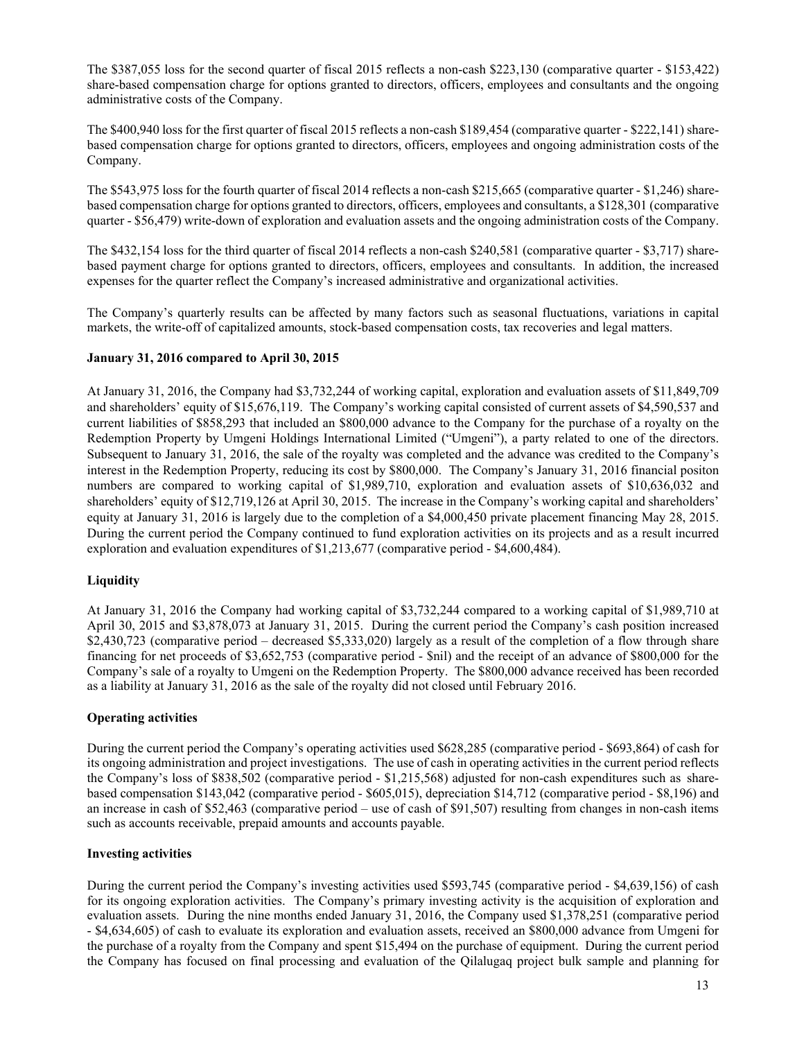The $387,055 loss for the second quarter of fiscal 2015 reflects a non-cash $223,130 (comparative quarter - $153,422) share-based compensation charge for options granted to directors, officers, employees and consultants and the ongoing administrative costs of the Company.

The $400,940 loss for the first quarter of fiscal 2015 reflects a non-cash $189,454 (comparative quarter - $222,141) share-based compensation charge for options granted to directors, officers, employees and ongoing administration costs of the Company.

The $543,975 loss for the fourth quarter of fiscal 2014 reflects a non-cash $215,665 (comparative quarter - $1,246) share-based compensation charge for options granted to directors, officers, employees and consultants, a $128,301 (comparative quarter - $56,479) write-down of exploration and evaluation assets and the ongoing administration costs of the Company.

The $432,154 loss for the third quarter of fiscal 2014 reflects a non-cash $240,581 (comparative quarter - $3,717) share-based payment charge for options granted to directors, officers, employees and consultants. In addition, the increased expenses for the quarter reflect the Company's increased administrative and organizational activities.

The Company's quarterly results can be affected by many factors such as seasonal fluctuations, variations in capital markets, the write-off of capitalized amounts, stock-based compensation costs, tax recoveries and legal matters.

### January 31, 2016 compared to April 30, 2015

At January 31, 2016, the Company had $3,732,244 of working capital, exploration and evaluation assets of $11,849,709 and shareholders' equity of $15,676,119. The Company's working capital consisted of current assets of $4,590,537 and current liabilities of $858,293 that included an $800,000 advance to the Company for the purchase of a royalty on the Redemption Property by Umgeni Holdings International Limited ("Umgeni"), a party related to one of the directors. Subsequent to January 31, 2016, the sale of the royalty was completed and the advance was credited to the Company's interest in the Redemption Property, reducing its cost by $800,000. The Company's January 31, 2016 financial positon numbers are compared to working capital of $1,989,710, exploration and evaluation assets of $10,636,032 and shareholders' equity of $12,719,126 at April 30, 2015. The increase in the Company's working capital and shareholders' equity at January 31, 2016 is largely due to the completion of a $4,000,450 private placement financing May 28, 2015. During the current period the Company continued to fund exploration activities on its projects and as a result incurred exploration and evaluation expenditures of $1,213,677 (comparative period - $4,600,484).

### Liquidity

At January 31, 2016 the Company had working capital of $3,732,244 compared to a working capital of $1,989,710 at April 30, 2015 and $3,878,073 at January 31, 2015. During the current period the Company's cash position increased $2,430,723 (comparative period – decreased $5,333,020) largely as a result of the completion of a flow through share financing for net proceeds of $3,652,753 (comparative period - $nil) and the receipt of an advance of $800,000 for the Company's sale of a royalty to Umgeni on the Redemption Property. The $800,000 advance received has been recorded as a liability at January 31, 2016 as the sale of the royalty did not closed until February 2016.

### Operating activities

During the current period the Company's operating activities used $628,285 (comparative period - $693,864) of cash for its ongoing administration and project investigations. The use of cash in operating activities in the current period reflects the Company's loss of $838,502 (comparative period - $1,215,568) adjusted for non-cash expenditures such as share-based compensation $143,042 (comparative period - $605,015), depreciation $14,712 (comparative period - $8,196) and an increase in cash of $52,463 (comparative period – use of cash of $91,507) resulting from changes in non-cash items such as accounts receivable, prepaid amounts and accounts payable.

### Investing activities

During the current period the Company's investing activities used $593,745 (comparative period - $4,639,156) of cash for its ongoing exploration activities. The Company's primary investing activity is the acquisition of exploration and evaluation assets. During the nine months ended January 31, 2016, the Company used $1,378,251 (comparative period - $4,634,605) of cash to evaluate its exploration and evaluation assets, received an $800,000 advance from Umgeni for the purchase of a royalty from the Company and spent $15,494 on the purchase of equipment. During the current period the Company has focused on final processing and evaluation of the Qilalugaq project bulk sample and planning for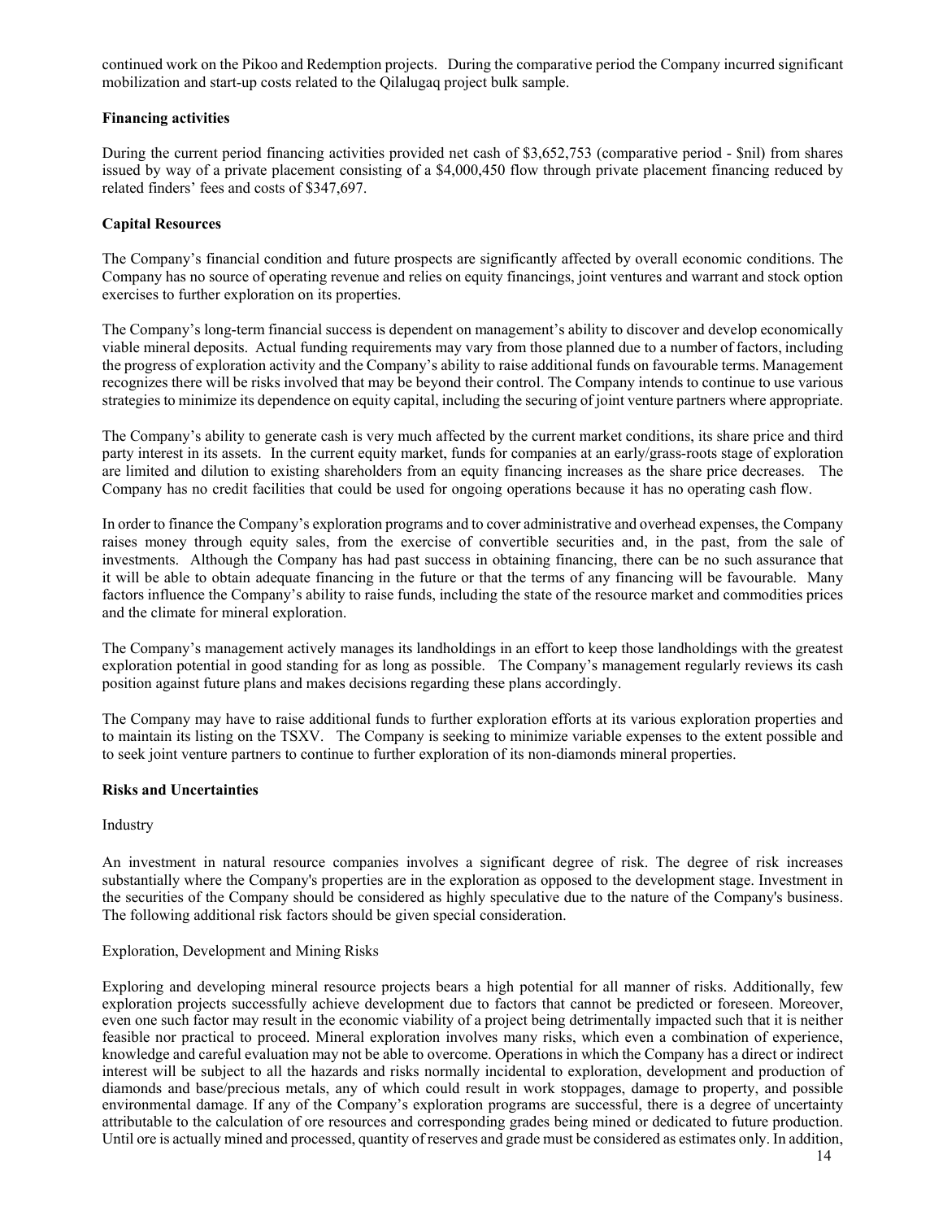continued work on the Pikoo and Redemption projects. During the comparative period the Company incurred significant mobilization and start-up costs related to the Qilalugaq project bulk sample.

**Financing activities**

During the current period financing activities provided net cash of $3,652,753 (comparative period - $nil) from shares issued by way of a private placement consisting of a $4,000,450 flow through private placement financing reduced by related finders' fees and costs of $347,697.

**Capital Resources**

The Company's financial condition and future prospects are significantly affected by overall economic conditions. The Company has no source of operating revenue and relies on equity financings, joint ventures and warrant and stock option exercises to further exploration on its properties.

The Company's long-term financial success is dependent on management's ability to discover and develop economically viable mineral deposits. Actual funding requirements may vary from those planned due to a number of factors, including the progress of exploration activity and the Company's ability to raise additional funds on favourable terms. Management recognizes there will be risks involved that may be beyond their control. The Company intends to continue to use various strategies to minimize its dependence on equity capital, including the securing of joint venture partners where appropriate.

The Company's ability to generate cash is very much affected by the current market conditions, its share price and third party interest in its assets. In the current equity market, funds for companies at an early/grass-roots stage of exploration are limited and dilution to existing shareholders from an equity financing increases as the share price decreases. The Company has no credit facilities that could be used for ongoing operations because it has no operating cash flow.

In order to finance the Company's exploration programs and to cover administrative and overhead expenses, the Company raises money through equity sales, from the exercise of convertible securities and, in the past, from the sale of investments. Although the Company has had past success in obtaining financing, there can be no such assurance that it will be able to obtain adequate financing in the future or that the terms of any financing will be favourable. Many factors influence the Company's ability to raise funds, including the state of the resource market and commodities prices and the climate for mineral exploration.

The Company's management actively manages its landholdings in an effort to keep those landholdings with the greatest exploration potential in good standing for as long as possible. The Company's management regularly reviews its cash position against future plans and makes decisions regarding these plans accordingly.

The Company may have to raise additional funds to further exploration efforts at its various exploration properties and to maintain its listing on the TSXV. The Company is seeking to minimize variable expenses to the extent possible and to seek joint venture partners to continue to further exploration of its non-diamonds mineral properties.

**Risks and Uncertainties**

Industry

An investment in natural resource companies involves a significant degree of risk. The degree of risk increases substantially where the Company's properties are in the exploration as opposed to the development stage. Investment in the securities of the Company should be considered as highly speculative due to the nature of the Company's business. The following additional risk factors should be given special consideration.

Exploration, Development and Mining Risks

Exploring and developing mineral resource projects bears a high potential for all manner of risks. Additionally, few exploration projects successfully achieve development due to factors that cannot be predicted or foreseen. Moreover, even one such factor may result in the economic viability of a project being detrimentally impacted such that it is neither feasible nor practical to proceed. Mineral exploration involves many risks, which even a combination of experience, knowledge and careful evaluation may not be able to overcome. Operations in which the Company has a direct or indirect interest will be subject to all the hazards and risks normally incidental to exploration, development and production of diamonds and base/precious metals, any of which could result in work stoppages, damage to property, and possible environmental damage. If any of the Company's exploration programs are successful, there is a degree of uncertainty attributable to the calculation of ore resources and corresponding grades being mined or dedicated to future production. Until ore is actually mined and processed, quantity of reserves and grade must be considered as estimates only. In addition,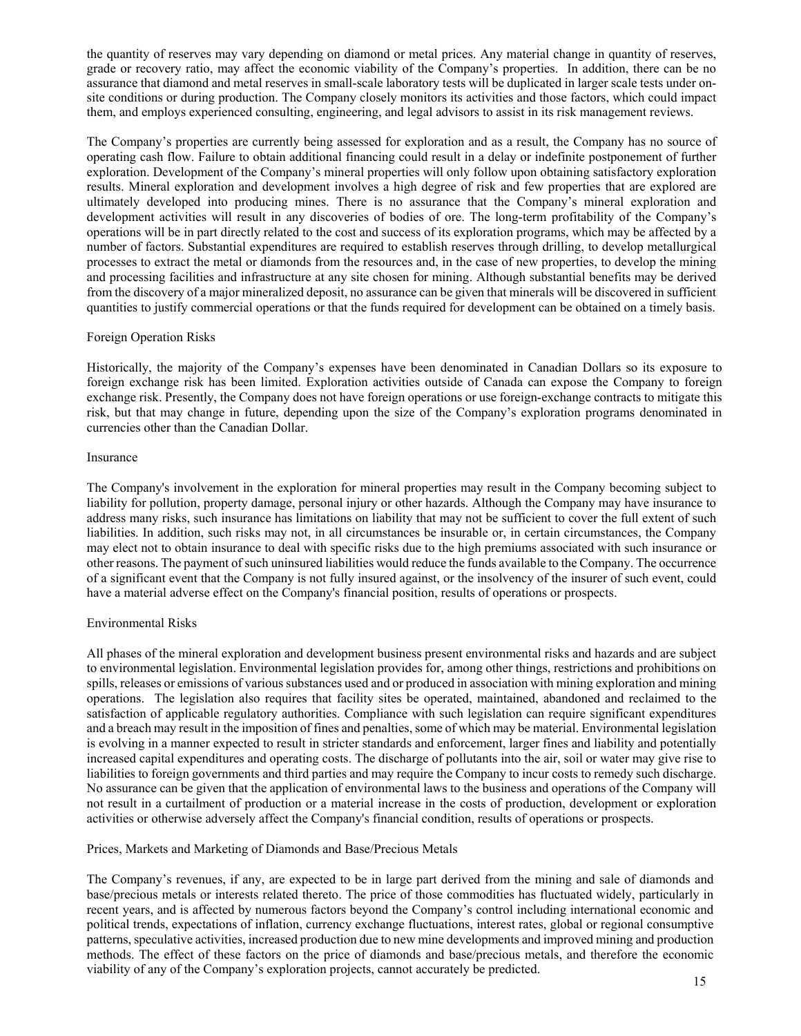the quantity of reserves may vary depending on diamond or metal prices. Any material change in quantity of reserves, grade or recovery ratio, may affect the economic viability of the Company's properties. In addition, there can be no assurance that diamond and metal reserves in small-scale laboratory tests will be duplicated in larger scale tests under on-site conditions or during production. The Company closely monitors its activities and those factors, which could impact them, and employs experienced consulting, engineering, and legal advisors to assist in its risk management reviews.

The Company's properties are currently being assessed for exploration and as a result, the Company has no source of operating cash flow. Failure to obtain additional financing could result in a delay or indefinite postponement of further exploration. Development of the Company's mineral properties will only follow upon obtaining satisfactory exploration results. Mineral exploration and development involves a high degree of risk and few properties that are explored are ultimately developed into producing mines. There is no assurance that the Company's mineral exploration and development activities will result in any discoveries of bodies of ore. The long-term profitability of the Company's operations will be in part directly related to the cost and success of its exploration programs, which may be affected by a number of factors. Substantial expenditures are required to establish reserves through drilling, to develop metallurgical processes to extract the metal or diamonds from the resources and, in the case of new properties, to develop the mining and processing facilities and infrastructure at any site chosen for mining. Although substantial benefits may be derived from the discovery of a major mineralized deposit, no assurance can be given that minerals will be discovered in sufficient quantities to justify commercial operations or that the funds required for development can be obtained on a timely basis.

Foreign Operation Risks

Historically, the majority of the Company's expenses have been denominated in Canadian Dollars so its exposure to foreign exchange risk has been limited. Exploration activities outside of Canada can expose the Company to foreign exchange risk. Presently, the Company does not have foreign operations or use foreign-exchange contracts to mitigate this risk, but that may change in future, depending upon the size of the Company's exploration programs denominated in currencies other than the Canadian Dollar.

Insurance

The Company's involvement in the exploration for mineral properties may result in the Company becoming subject to liability for pollution, property damage, personal injury or other hazards. Although the Company may have insurance to address many risks, such insurance has limitations on liability that may not be sufficient to cover the full extent of such liabilities. In addition, such risks may not, in all circumstances be insurable or, in certain circumstances, the Company may elect not to obtain insurance to deal with specific risks due to the high premiums associated with such insurance or other reasons. The payment of such uninsured liabilities would reduce the funds available to the Company. The occurrence of a significant event that the Company is not fully insured against, or the insolvency of the insurer of such event, could have a material adverse effect on the Company's financial position, results of operations or prospects.

Environmental Risks

All phases of the mineral exploration and development business present environmental risks and hazards and are subject to environmental legislation. Environmental legislation provides for, among other things, restrictions and prohibitions on spills, releases or emissions of various substances used and or produced in association with mining exploration and mining operations. The legislation also requires that facility sites be operated, maintained, abandoned and reclaimed to the satisfaction of applicable regulatory authorities. Compliance with such legislation can require significant expenditures and a breach may result in the imposition of fines and penalties, some of which may be material. Environmental legislation is evolving in a manner expected to result in stricter standards and enforcement, larger fines and liability and potentially increased capital expenditures and operating costs. The discharge of pollutants into the air, soil or water may give rise to liabilities to foreign governments and third parties and may require the Company to incur costs to remedy such discharge. No assurance can be given that the application of environmental laws to the business and operations of the Company will not result in a curtailment of production or a material increase in the costs of production, development or exploration activities or otherwise adversely affect the Company's financial condition, results of operations or prospects.

Prices, Markets and Marketing of Diamonds and Base/Precious Metals

The Company's revenues, if any, are expected to be in large part derived from the mining and sale of diamonds and base/precious metals or interests related thereto. The price of those commodities has fluctuated widely, particularly in recent years, and is affected by numerous factors beyond the Company's control including international economic and political trends, expectations of inflation, currency exchange fluctuations, interest rates, global or regional consumptive patterns, speculative activities, increased production due to new mine developments and improved mining and production methods. The effect of these factors on the price of diamonds and base/precious metals, and therefore the economic viability of any of the Company's exploration projects, cannot accurately be predicted.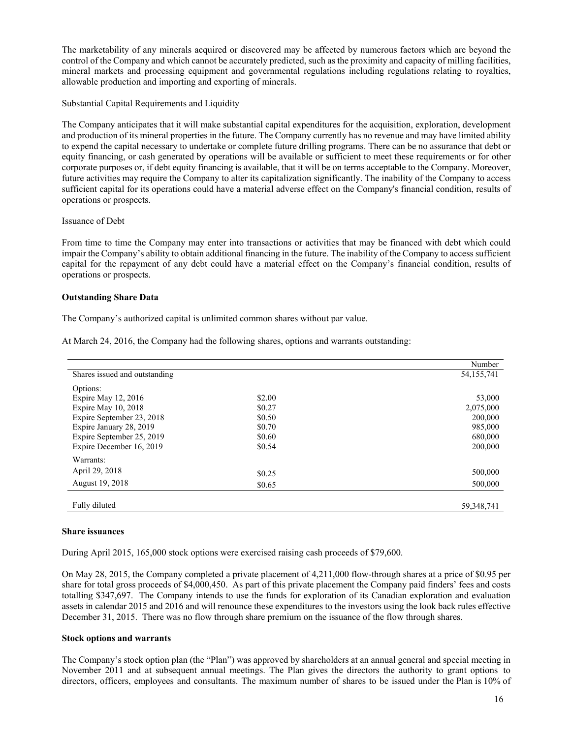The marketability of any minerals acquired or discovered may be affected by numerous factors which are beyond the control of the Company and which cannot be accurately predicted, such as the proximity and capacity of milling facilities, mineral markets and processing equipment and governmental regulations including regulations relating to royalties, allowable production and importing and exporting of minerals.

Substantial Capital Requirements and Liquidity

The Company anticipates that it will make substantial capital expenditures for the acquisition, exploration, development and production of its mineral properties in the future. The Company currently has no revenue and may have limited ability to expend the capital necessary to undertake or complete future drilling programs. There can be no assurance that debt or equity financing, or cash generated by operations will be available or sufficient to meet these requirements or for other corporate purposes or, if debt equity financing is available, that it will be on terms acceptable to the Company. Moreover, future activities may require the Company to alter its capitalization significantly. The inability of the Company to access sufficient capital for its operations could have a material adverse effect on the Company's financial condition, results of operations or prospects.

Issuance of Debt

From time to time the Company may enter into transactions or activities that may be financed with debt which could impair the Company's ability to obtain additional financing in the future. The inability of the Company to access sufficient capital for the repayment of any debt could have a material effect on the Company's financial condition, results of operations or prospects.

**Outstanding Share Data**

The Company's authorized capital is unlimited common shares without par value.

At March 24, 2016, the Company had the following shares, options and warrants outstanding:

| | | Number |
|---|---|---|
| Shares issued and outstanding | | 54,155,741 |
| Options: | | |
| Expire May 12, 2016 | \$2.00 | 53,000 |
| Expire May 10, 2018 | \$0.27 | 2,075,000 |
| Expire September 23, 2018 | \$0.50 | 200,000 |
| Expire January 28, 2019 | \$0.70 | 985,000 |
| Expire September 25, 2019 | \$0.60 | 680,000 |
| Expire December 16, 2019 | \$0.54 | 200,000 |
| Warrants: | | |
| April 29, 2018 | \$0.25 | 500,000 |
| August 19, 2018 | \$0.65 | 500,000 |
| Fully diluted | | 59,348,741 |

**Share issuances**

During April 2015, 165,000 stock options were exercised raising cash proceeds of \$79,600.

On May 28, 2015, the Company completed a private placement of 4,211,000 flow-through shares at a price of \$0.95 per share for total gross proceeds of \$4,000,450. As part of this private placement the Company paid finders' fees and costs totalling \$347,697. The Company intends to use the funds for exploration of its Canadian exploration and evaluation assets in calendar 2015 and 2016 and will renounce these expenditures to the investors using the look back rules effective December 31, 2015. There was no flow through share premium on the issuance of the flow through shares.

**Stock options and warrants**

The Company's stock option plan (the "Plan") was approved by shareholders at an annual general and special meeting in November 2011 and at subsequent annual meetings. The Plan gives the directors the authority to grant options to directors, officers, employees and consultants. The maximum number of shares to be issued under the Plan is 10% of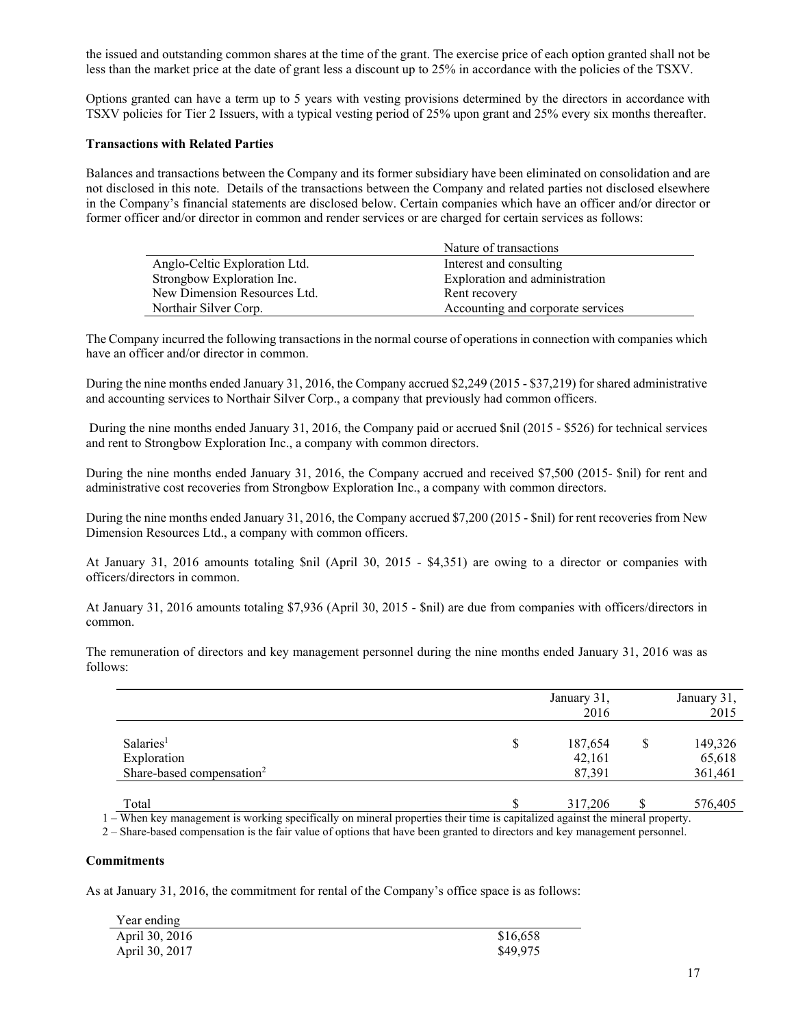the issued and outstanding common shares at the time of the grant. The exercise price of each option granted shall not be less than the market price at the date of grant less a discount up to 25% in accordance with the policies of the TSXV.

Options granted can have a term up to 5 years with vesting provisions determined by the directors in accordance with TSXV policies for Tier 2 Issuers, with a typical vesting period of 25% upon grant and 25% every six months thereafter.

**Transactions with Related Parties**

Balances and transactions between the Company and its former subsidiary have been eliminated on consolidation and are not disclosed in this note. Details of the transactions between the Company and related parties not disclosed elsewhere in the Company's financial statements are disclosed below. Certain companies which have an officer and/or director or former officer and/or director in common and render services or are charged for certain services as follows:

| | Nature of transactions |
|---|---|
| Anglo-Celtic Exploration Ltd. | Interest and consulting |
| Strongbow Exploration Inc. | Exploration and administration |
| New Dimension Resources Ltd. | Rent recovery |
| Northair Silver Corp. | Accounting and corporate services |

The Company incurred the following transactions in the normal course of operations in connection with companies which have an officer and/or director in common.

During the nine months ended January 31, 2016, the Company accrued $2,249 (2015 - $37,219) for shared administrative and accounting services to Northair Silver Corp., a company that previously had common officers.

During the nine months ended January 31, 2016, the Company paid or accrued $nil (2015 - $526) for technical services and rent to Strongbow Exploration Inc., a company with common directors.

During the nine months ended January 31, 2016, the Company accrued and received $7,500 (2015- $nil) for rent and administrative cost recoveries from Strongbow Exploration Inc., a company with common directors.

During the nine months ended January 31, 2016, the Company accrued $7,200 (2015 - $nil) for rent recoveries from New Dimension Resources Ltd., a company with common officers.

At January 31, 2016 amounts totaling $nil (April 30, 2015 - $4,351) are owing to a director or companies with officers/directors in common.

At January 31, 2016 amounts totaling $7,936 (April 30, 2015 - $nil) are due from companies with officers/directors in common.

The remuneration of directors and key management personnel during the nine months ended January 31, 2016 was as follows:

| | | January 31, 2016 | | January 31, 2015 |
|---|---|---|---|---|
| Salaries[1] | $ | 187,654 | $ | 149,326 |
| Exploration | | 42,161 | | 65,618 |
| Share-based compensation[2] | | 87,391 | | 361,461 |
| Total | $ | 317,206 | $ | 576,405 |

1 – When key management is working specifically on mineral properties their time is capitalized against the mineral property.

2 – Share-based compensation is the fair value of options that have been granted to directors and key management personnel.

**Commitments**

As at January 31, 2016, the commitment for rental of the Company's office space is as follows:

| Year ending | |
|---|---|
| April 30, 2016 | $16,658 |
| April 30, 2017 | $49,975 |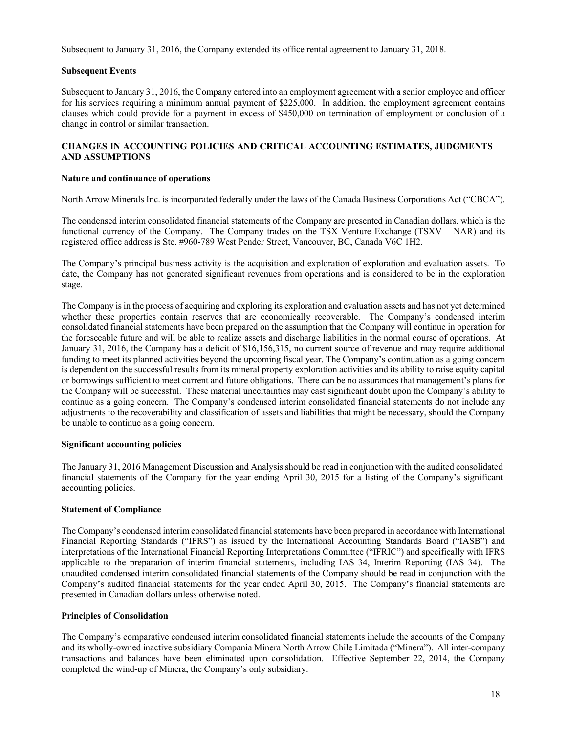Subsequent to January 31, 2016, the Company extended its office rental agreement to January 31, 2018.

**Subsequent Events**

Subsequent to January 31, 2016, the Company entered into an employment agreement with a senior employee and officer for his services requiring a minimum annual payment of $225,000. In addition, the employment agreement contains clauses which could provide for a payment in excess of $450,000 on termination of employment or conclusion of a change in control or similar transaction.

## CHANGES IN ACCOUNTING POLICIES AND CRITICAL ACCOUNTING ESTIMATES, JUDGMENTS AND ASSUMPTIONS

**Nature and continuance of operations**

North Arrow Minerals Inc. is incorporated federally under the laws of the Canada Business Corporations Act ("CBCA").

The condensed interim consolidated financial statements of the Company are presented in Canadian dollars, which is the functional currency of the Company. The Company trades on the TSX Venture Exchange (TSXV – NAR) and its registered office address is Ste. #960-789 West Pender Street, Vancouver, BC, Canada V6C 1H2.

The Company's principal business activity is the acquisition and exploration of exploration and evaluation assets. To date, the Company has not generated significant revenues from operations and is considered to be in the exploration stage.

The Company is in the process of acquiring and exploring its exploration and evaluation assets and has not yet determined whether these properties contain reserves that are economically recoverable. The Company's condensed interim consolidated financial statements have been prepared on the assumption that the Company will continue in operation for the foreseeable future and will be able to realize assets and discharge liabilities in the normal course of operations. At January 31, 2016, the Company has a deficit of $16,156,315, no current source of revenue and may require additional funding to meet its planned activities beyond the upcoming fiscal year. The Company's continuation as a going concern is dependent on the successful results from its mineral property exploration activities and its ability to raise equity capital or borrowings sufficient to meet current and future obligations. There can be no assurances that management's plans for the Company will be successful. These material uncertainties may cast significant doubt upon the Company's ability to continue as a going concern. The Company's condensed interim consolidated financial statements do not include any adjustments to the recoverability and classification of assets and liabilities that might be necessary, should the Company be unable to continue as a going concern.

**Significant accounting policies**

The January 31, 2016 Management Discussion and Analysis should be read in conjunction with the audited consolidated financial statements of the Company for the year ending April 30, 2015 for a listing of the Company's significant accounting policies.

**Statement of Compliance**

The Company's condensed interim consolidated financial statements have been prepared in accordance with International Financial Reporting Standards ("IFRS") as issued by the International Accounting Standards Board ("IASB") and interpretations of the International Financial Reporting Interpretations Committee ("IFRIC") and specifically with IFRS applicable to the preparation of interim financial statements, including IAS 34, Interim Reporting (IAS 34). The unaudited condensed interim consolidated financial statements of the Company should be read in conjunction with the Company's audited financial statements for the year ended April 30, 2015. The Company's financial statements are presented in Canadian dollars unless otherwise noted.

**Principles of Consolidation**

The Company's comparative condensed interim consolidated financial statements include the accounts of the Company and its wholly-owned inactive subsidiary Compania Minera North Arrow Chile Limitada ("Minera"). All inter-company transactions and balances have been eliminated upon consolidation. Effective September 22, 2014, the Company completed the wind-up of Minera, the Company's only subsidiary.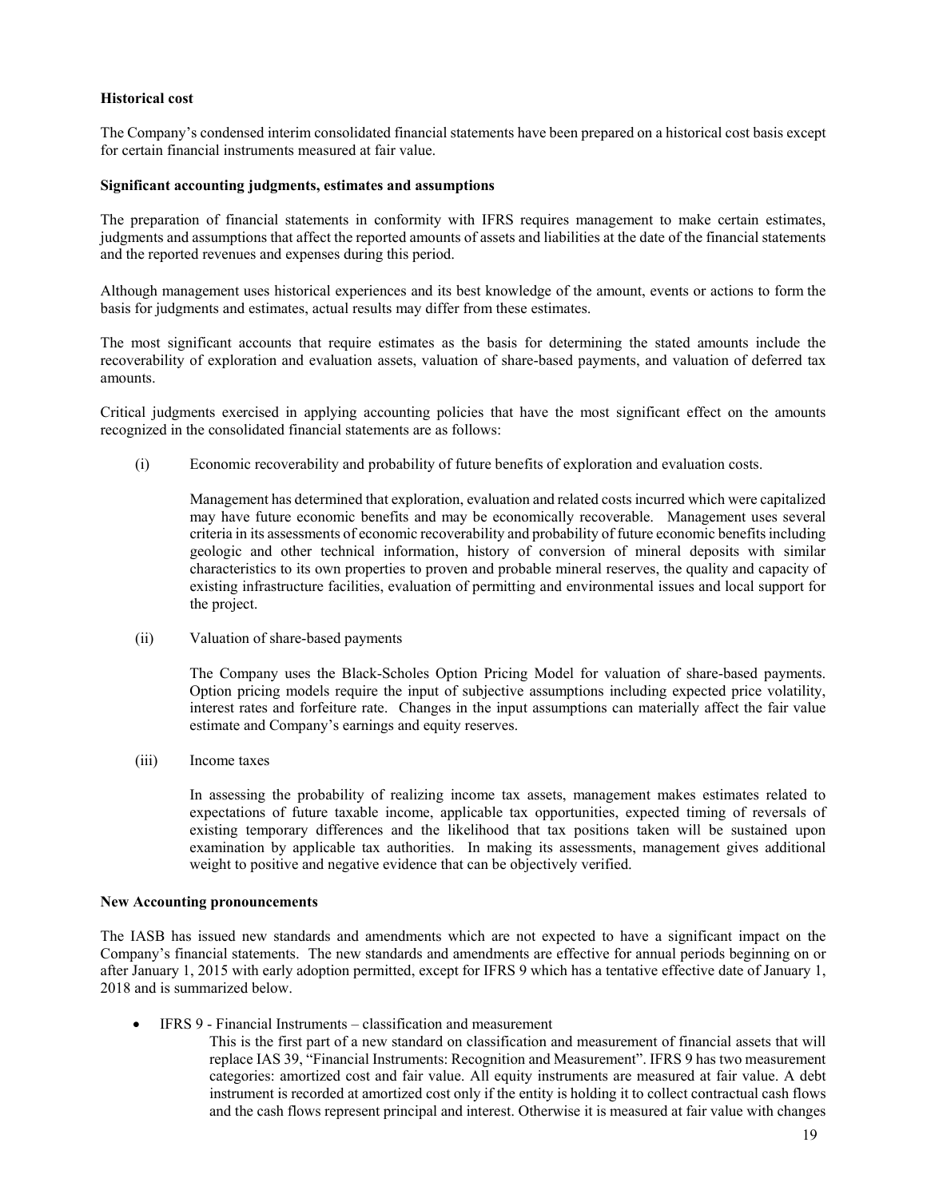**Historical cost**

The Company's condensed interim consolidated financial statements have been prepared on a historical cost basis except for certain financial instruments measured at fair value.

**Significant accounting judgments, estimates and assumptions**

The preparation of financial statements in conformity with IFRS requires management to make certain estimates, judgments and assumptions that affect the reported amounts of assets and liabilities at the date of the financial statements and the reported revenues and expenses during this period.

Although management uses historical experiences and its best knowledge of the amount, events or actions to form the basis for judgments and estimates, actual results may differ from these estimates.

The most significant accounts that require estimates as the basis for determining the stated amounts include the recoverability of exploration and evaluation assets, valuation of share-based payments, and valuation of deferred tax amounts.

Critical judgments exercised in applying accounting policies that have the most significant effect on the amounts recognized in the consolidated financial statements are as follows:

(i) Economic recoverability and probability of future benefits of exploration and evaluation costs.

Management has determined that exploration, evaluation and related costs incurred which were capitalized may have future economic benefits and may be economically recoverable. Management uses several criteria in its assessments of economic recoverability and probability of future economic benefits including geologic and other technical information, history of conversion of mineral deposits with similar characteristics to its own properties to proven and probable mineral reserves, the quality and capacity of existing infrastructure facilities, evaluation of permitting and environmental issues and local support for the project.

(ii) Valuation of share-based payments

The Company uses the Black-Scholes Option Pricing Model for valuation of share-based payments. Option pricing models require the input of subjective assumptions including expected price volatility, interest rates and forfeiture rate. Changes in the input assumptions can materially affect the fair value estimate and Company's earnings and equity reserves.

(iii) Income taxes

In assessing the probability of realizing income tax assets, management makes estimates related to expectations of future taxable income, applicable tax opportunities, expected timing of reversals of existing temporary differences and the likelihood that tax positions taken will be sustained upon examination by applicable tax authorities. In making its assessments, management gives additional weight to positive and negative evidence that can be objectively verified.

**New Accounting pronouncements**

The IASB has issued new standards and amendments which are not expected to have a significant impact on the Company's financial statements. The new standards and amendments are effective for annual periods beginning on or after January 1, 2015 with early adoption permitted, except for IFRS 9 which has a tentative effective date of January 1, 2018 and is summarized below.

- IFRS 9 - Financial Instruments – classification and measurement

  This is the first part of a new standard on classification and measurement of financial assets that will replace IAS 39, "Financial Instruments: Recognition and Measurement". IFRS 9 has two measurement categories: amortized cost and fair value. All equity instruments are measured at fair value. A debt instrument is recorded at amortized cost only if the entity is holding it to collect contractual cash flows and the cash flows represent principal and interest. Otherwise it is measured at fair value with changes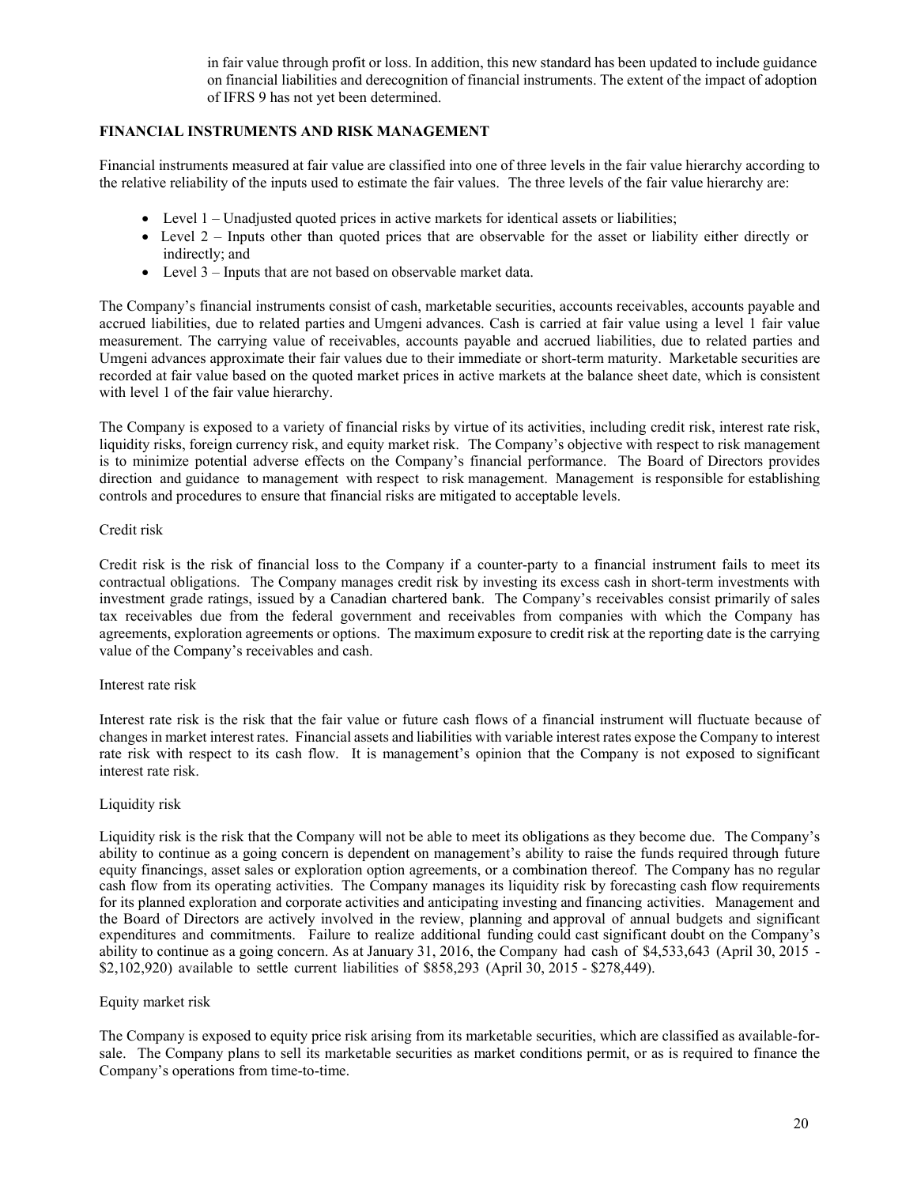in fair value through profit or loss. In addition, this new standard has been updated to include guidance on financial liabilities and derecognition of financial instruments. The extent of the impact of adoption of IFRS 9 has not yet been determined.

## FINANCIAL INSTRUMENTS AND RISK MANAGEMENT

Financial instruments measured at fair value are classified into one of three levels in the fair value hierarchy according to the relative reliability of the inputs used to estimate the fair values. The three levels of the fair value hierarchy are:

- Level 1 – Unadjusted quoted prices in active markets for identical assets or liabilities;
- Level 2 – Inputs other than quoted prices that are observable for the asset or liability either directly or indirectly; and
- Level 3 – Inputs that are not based on observable market data.

The Company's financial instruments consist of cash, marketable securities, accounts receivables, accounts payable and accrued liabilities, due to related parties and Umgeni advances. Cash is carried at fair value using a level 1 fair value measurement. The carrying value of receivables, accounts payable and accrued liabilities, due to related parties and Umgeni advances approximate their fair values due to their immediate or short-term maturity. Marketable securities are recorded at fair value based on the quoted market prices in active markets at the balance sheet date, which is consistent with level 1 of the fair value hierarchy.

The Company is exposed to a variety of financial risks by virtue of its activities, including credit risk, interest rate risk, liquidity risks, foreign currency risk, and equity market risk. The Company's objective with respect to risk management is to minimize potential adverse effects on the Company's financial performance. The Board of Directors provides direction and guidance to management with respect to risk management. Management is responsible for establishing controls and procedures to ensure that financial risks are mitigated to acceptable levels.

Credit risk

Credit risk is the risk of financial loss to the Company if a counter-party to a financial instrument fails to meet its contractual obligations. The Company manages credit risk by investing its excess cash in short-term investments with investment grade ratings, issued by a Canadian chartered bank. The Company's receivables consist primarily of sales tax receivables due from the federal government and receivables from companies with which the Company has agreements, exploration agreements or options. The maximum exposure to credit risk at the reporting date is the carrying value of the Company's receivables and cash.

Interest rate risk

Interest rate risk is the risk that the fair value or future cash flows of a financial instrument will fluctuate because of changes in market interest rates. Financial assets and liabilities with variable interest rates expose the Company to interest rate risk with respect to its cash flow. It is management's opinion that the Company is not exposed to significant interest rate risk.

Liquidity risk

Liquidity risk is the risk that the Company will not be able to meet its obligations as they become due. The Company's ability to continue as a going concern is dependent on management's ability to raise the funds required through future equity financings, asset sales or exploration option agreements, or a combination thereof. The Company has no regular cash flow from its operating activities. The Company manages its liquidity risk by forecasting cash flow requirements for its planned exploration and corporate activities and anticipating investing and financing activities. Management and the Board of Directors are actively involved in the review, planning and approval of annual budgets and significant expenditures and commitments. Failure to realize additional funding could cast significant doubt on the Company's ability to continue as a going concern. As at January 31, 2016, the Company had cash of $4,533,643 (April 30, 2015 - $2,102,920) available to settle current liabilities of $858,293 (April 30, 2015 - $278,449).

Equity market risk

The Company is exposed to equity price risk arising from its marketable securities, which are classified as available-for-sale. The Company plans to sell its marketable securities as market conditions permit, or as is required to finance the Company's operations from time-to-time.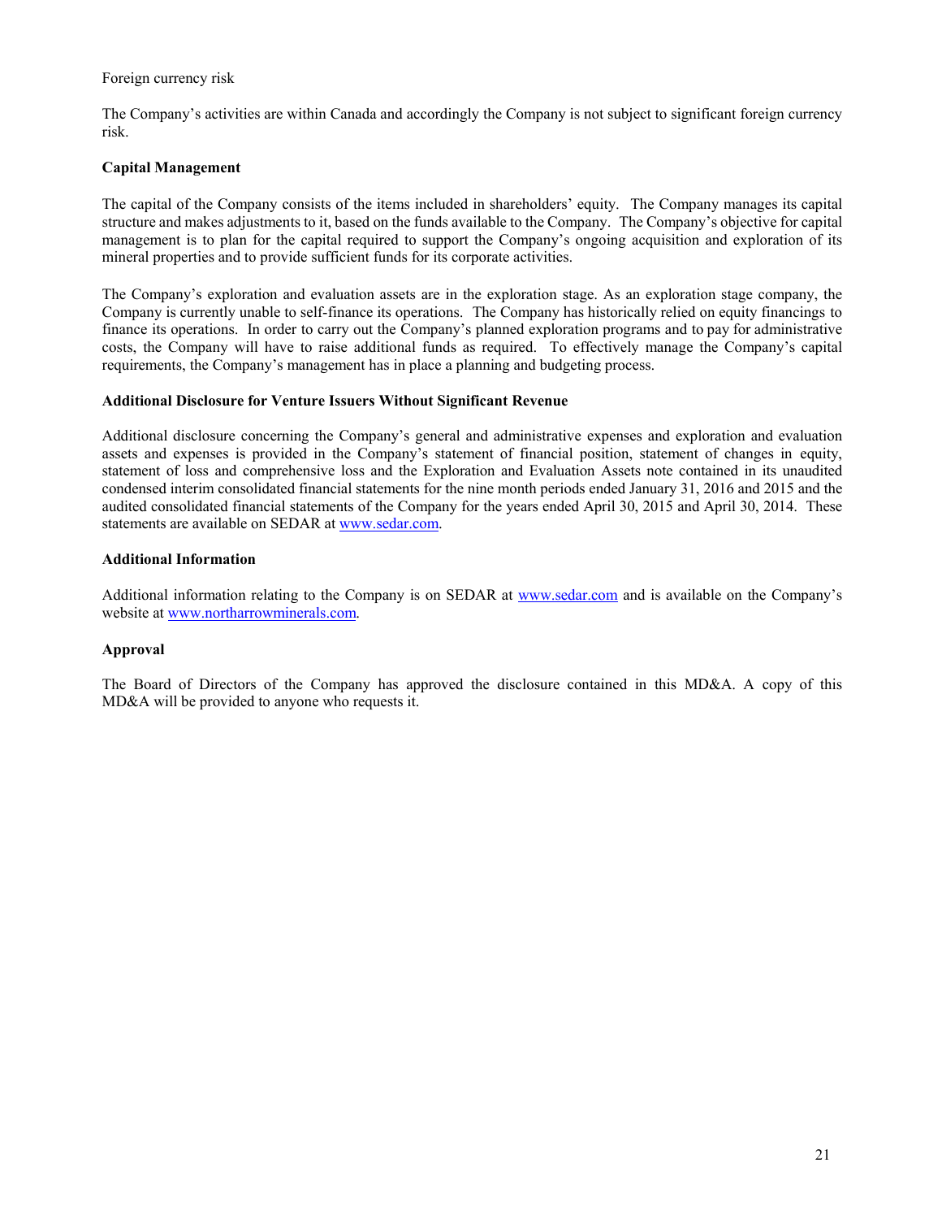Foreign currency risk

The Company's activities are within Canada and accordingly the Company is not subject to significant foreign currency risk.

**Capital Management**

The capital of the Company consists of the items included in shareholders' equity. The Company manages its capital structure and makes adjustments to it, based on the funds available to the Company. The Company's objective for capital management is to plan for the capital required to support the Company's ongoing acquisition and exploration of its mineral properties and to provide sufficient funds for its corporate activities.

The Company's exploration and evaluation assets are in the exploration stage. As an exploration stage company, the Company is currently unable to self-finance its operations. The Company has historically relied on equity financings to finance its operations. In order to carry out the Company's planned exploration programs and to pay for administrative costs, the Company will have to raise additional funds as required. To effectively manage the Company's capital requirements, the Company's management has in place a planning and budgeting process.

**Additional Disclosure for Venture Issuers Without Significant Revenue**

Additional disclosure concerning the Company's general and administrative expenses and exploration and evaluation assets and expenses is provided in the Company's statement of financial position, statement of changes in equity, statement of loss and comprehensive loss and the Exploration and Evaluation Assets note contained in its unaudited condensed interim consolidated financial statements for the nine month periods ended January 31, 2016 and 2015 and the audited consolidated financial statements of the Company for the years ended April 30, 2015 and April 30, 2014. These statements are available on SEDAR at www.sedar.com.

**Additional Information**

Additional information relating to the Company is on SEDAR at www.sedar.com and is available on the Company's website at www.northarrowminerals.com.

**Approval**

The Board of Directors of the Company has approved the disclosure contained in this MD&A. A copy of this MD&A will be provided to anyone who requests it.